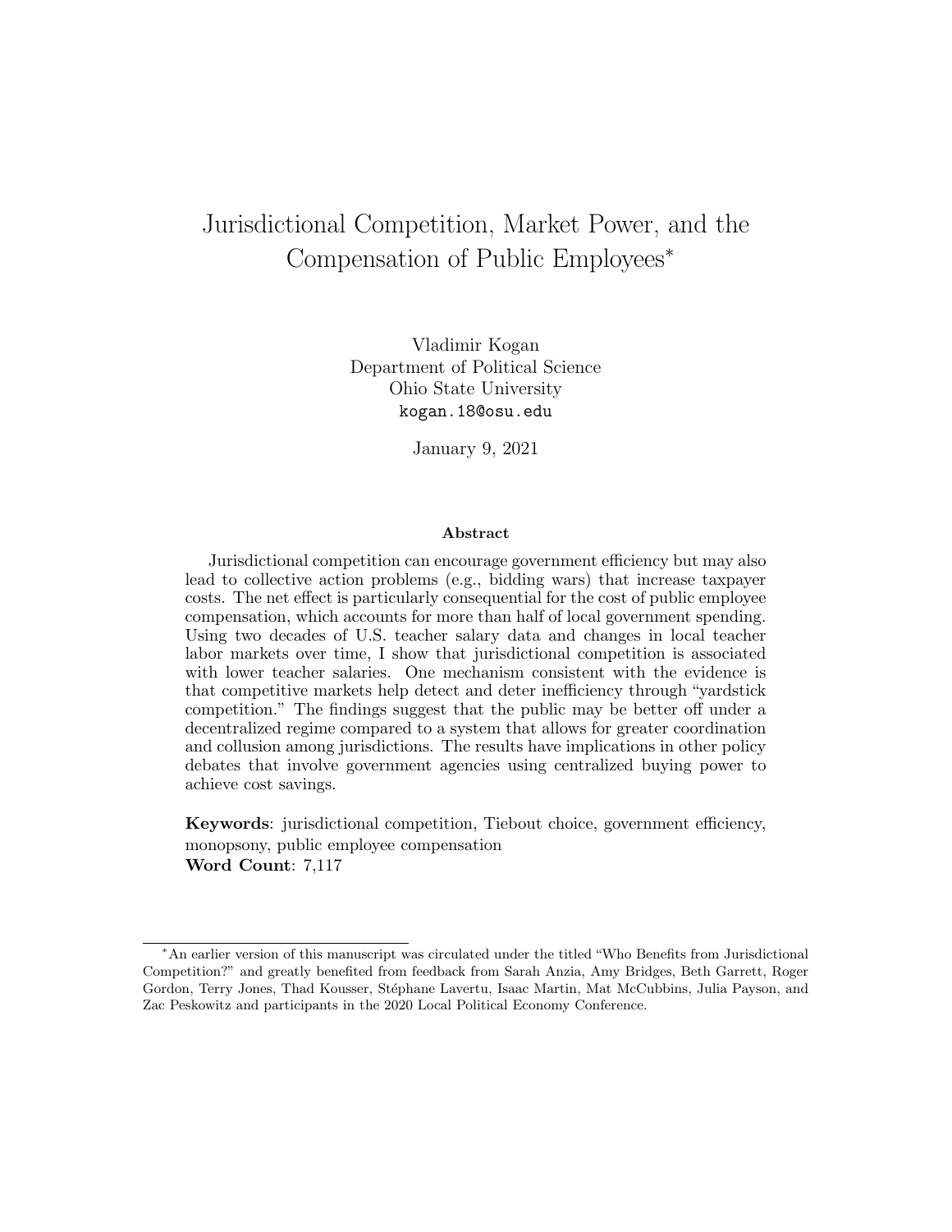# Jurisdictional Competition, Market Power, and the Compensation of Public Employees*

Vladimir Kogan
Department of Political Science
Ohio State University
kogan.18@osu.edu

January 9, 2021

## Abstract

Jurisdictional competition can encourage government efficiency but may also lead to collective action problems (e.g., bidding wars) that increase taxpayer costs. The net effect is particularly consequential for the cost of public employee compensation, which accounts for more than half of local government spending. Using two decades of U.S. teacher salary data and changes in local teacher labor markets over time, I show that jurisdictional competition is associated with lower teacher salaries. One mechanism consistent with the evidence is that competitive markets help detect and deter inefficiency through "yardstick competition." The findings suggest that the public may be better off under a decentralized regime compared to a system that allows for greater coordination and collusion among jurisdictions. The results have implications in other policy debates that involve government agencies using centralized buying power to achieve cost savings.

**Keywords**: jurisdictional competition, Tiebout choice, government efficiency, monopsony, public employee compensation
**Word Count**: 7,117

*An earlier version of this manuscript was circulated under the titled "Who Benefits from Jurisdictional Competition?" and greatly benefited from feedback from Sarah Anzia, Amy Bridges, Beth Garrett, Roger Gordon, Terry Jones, Thad Kousser, Stéphane Lavertu, Isaac Martin, Mat McCubbins, Julia Payson, and Zac Peskowitz and participants in the 2020 Local Political Economy Conference.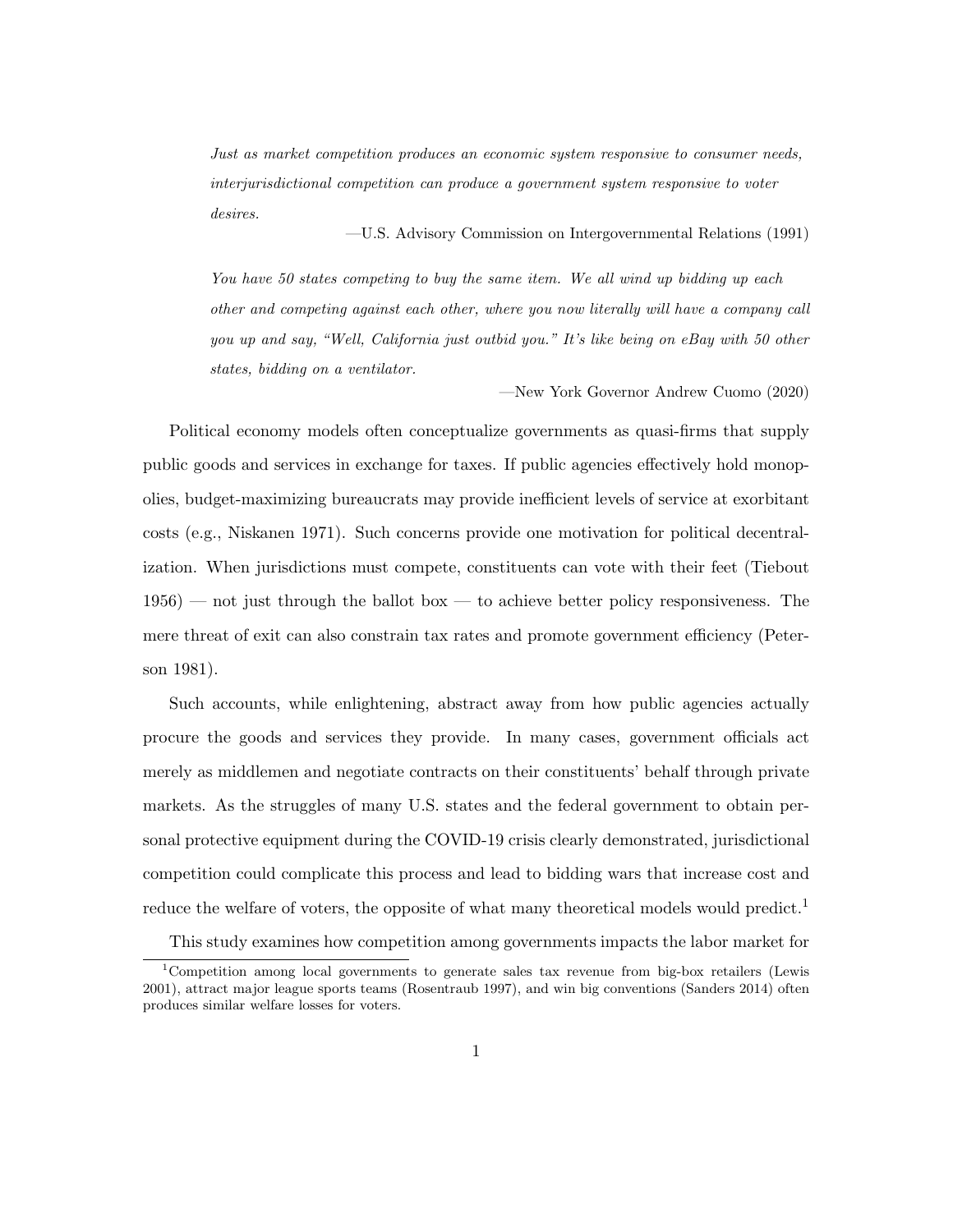> *Just as market competition produces an economic system responsive to consumer needs, interjurisdictional competition can produce a government system responsive to voter desires.*
>
> —U.S. Advisory Commission on Intergovernmental Relations (1991)

> *You have 50 states competing to buy the same item. We all wind up bidding up each other and competing against each other, where you now literally will have a company call you up and say, "Well, California just outbid you." It's like being on eBay with 50 other states, bidding on a ventilator.*
>
> —New York Governor Andrew Cuomo (2020)

Political economy models often conceptualize governments as quasi-firms that supply public goods and services in exchange for taxes. If public agencies effectively hold monopolies, budget-maximizing bureaucrats may provide inefficient levels of service at exorbitant costs (e.g., Niskanen 1971). Such concerns provide one motivation for political decentralization. When jurisdictions must compete, constituents can vote with their feet (Tiebout 1956) — not just through the ballot box — to achieve better policy responsiveness. The mere threat of exit can also constrain tax rates and promote government efficiency (Peterson 1981).

Such accounts, while enlightening, abstract away from how public agencies actually procure the goods and services they provide. In many cases, government officials act merely as middlemen and negotiate contracts on their constituents' behalf through private markets. As the struggles of many U.S. states and the federal government to obtain personal protective equipment during the COVID-19 crisis clearly demonstrated, jurisdictional competition could complicate this process and lead to bidding wars that increase cost and reduce the welfare of voters, the opposite of what many theoretical models would predict.[1]

This study examines how competition among governments impacts the labor market for

[1] Competition among local governments to generate sales tax revenue from big-box retailers (Lewis 2001), attract major league sports teams (Rosentraub 1997), and win big conventions (Sanders 2014) often produces similar welfare losses for voters.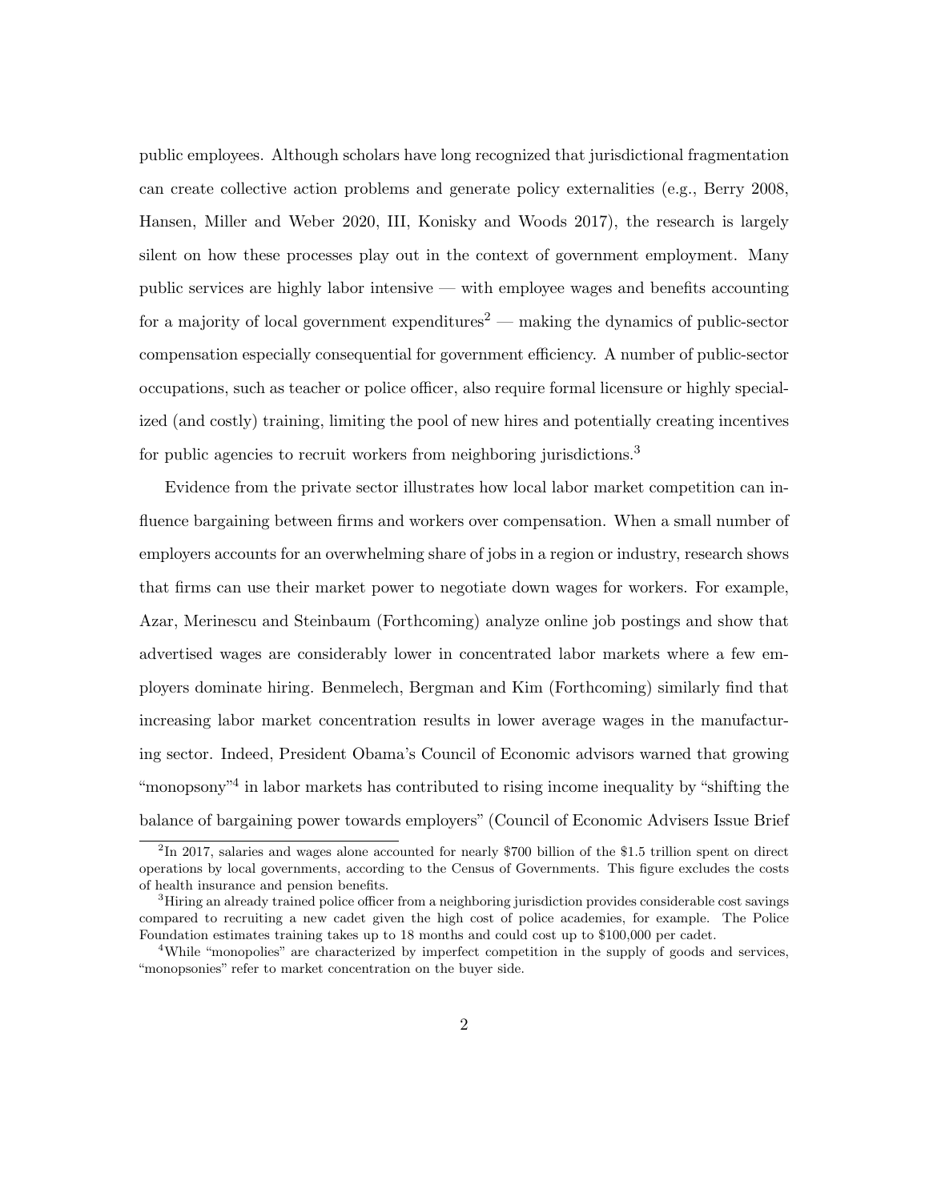public employees. Although scholars have long recognized that jurisdictional fragmentation can create collective action problems and generate policy externalities (e.g., Berry 2008, Hansen, Miller and Weber 2020, III, Konisky and Woods 2017), the research is largely silent on how these processes play out in the context of government employment. Many public services are highly labor intensive — with employee wages and benefits accounting for a majority of local government expenditures[2] — making the dynamics of public-sector compensation especially consequential for government efficiency. A number of public-sector occupations, such as teacher or police officer, also require formal licensure or highly specialized (and costly) training, limiting the pool of new hires and potentially creating incentives for public agencies to recruit workers from neighboring jurisdictions.[3]

Evidence from the private sector illustrates how local labor market competition can influence bargaining between firms and workers over compensation. When a small number of employers accounts for an overwhelming share of jobs in a region or industry, research shows that firms can use their market power to negotiate down wages for workers. For example, Azar, Merinescu and Steinbaum (Forthcoming) analyze online job postings and show that advertised wages are considerably lower in concentrated labor markets where a few employers dominate hiring. Benmelech, Bergman and Kim (Forthcoming) similarly find that increasing labor market concentration results in lower average wages in the manufacturing sector. Indeed, President Obama's Council of Economic advisors warned that growing "monopsony"[4] in labor markets has contributed to rising income inequality by "shifting the balance of bargaining power towards employers" (Council of Economic Advisers Issue Brief

[2]In 2017, salaries and wages alone accounted for nearly $700 billion of the $1.5 trillion spent on direct operations by local governments, according to the Census of Governments. This figure excludes the costs of health insurance and pension benefits.

[3]Hiring an already trained police officer from a neighboring jurisdiction provides considerable cost savings compared to recruiting a new cadet given the high cost of police academies, for example. The Police Foundation estimates training takes up to 18 months and could cost up to $100,000 per cadet.

[4]While "monopolies" are characterized by imperfect competition in the supply of goods and services, "monopsonies" refer to market concentration on the buyer side.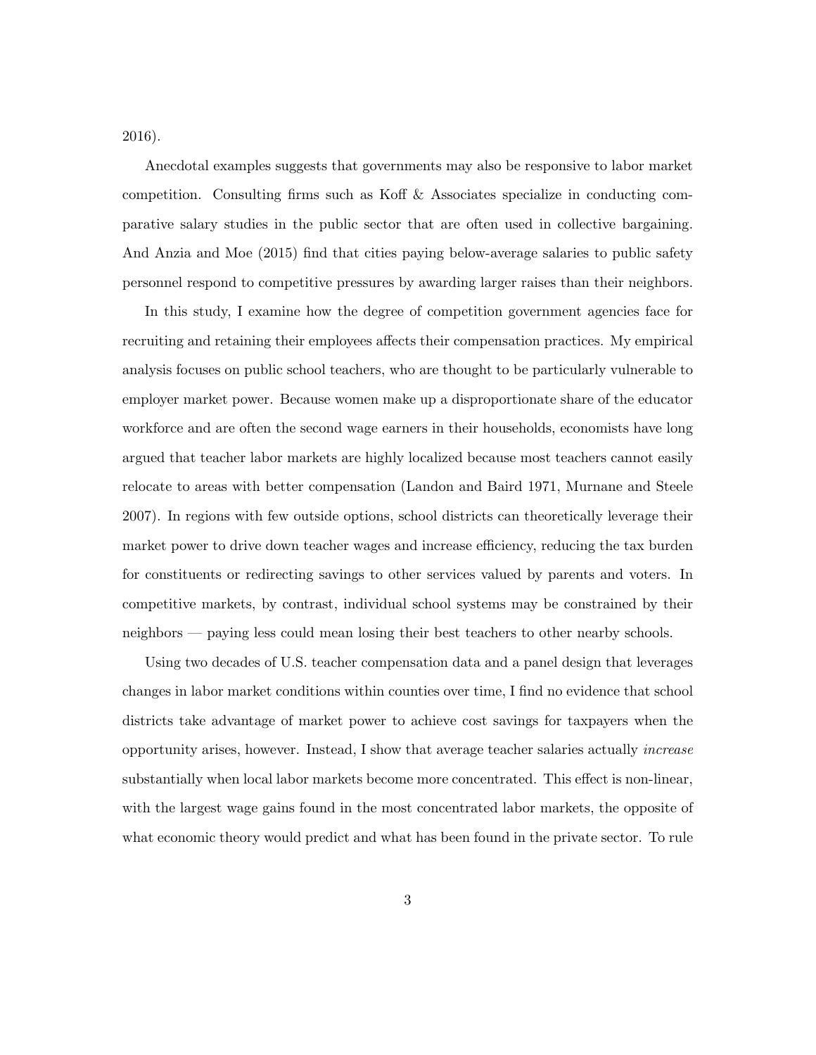2016).

Anecdotal examples suggests that governments may also be responsive to labor market competition. Consulting firms such as Koff & Associates specialize in conducting comparative salary studies in the public sector that are often used in collective bargaining. And Anzia and Moe (2015) find that cities paying below-average salaries to public safety personnel respond to competitive pressures by awarding larger raises than their neighbors.

In this study, I examine how the degree of competition government agencies face for recruiting and retaining their employees affects their compensation practices. My empirical analysis focuses on public school teachers, who are thought to be particularly vulnerable to employer market power. Because women make up a disproportionate share of the educator workforce and are often the second wage earners in their households, economists have long argued that teacher labor markets are highly localized because most teachers cannot easily relocate to areas with better compensation (Landon and Baird 1971, Murnane and Steele 2007). In regions with few outside options, school districts can theoretically leverage their market power to drive down teacher wages and increase efficiency, reducing the tax burden for constituents or redirecting savings to other services valued by parents and voters. In competitive markets, by contrast, individual school systems may be constrained by their neighbors — paying less could mean losing their best teachers to other nearby schools.

Using two decades of U.S. teacher compensation data and a panel design that leverages changes in labor market conditions within counties over time, I find no evidence that school districts take advantage of market power to achieve cost savings for taxpayers when the opportunity arises, however. Instead, I show that average teacher salaries actually *increase* substantially when local labor markets become more concentrated. This effect is non-linear, with the largest wage gains found in the most concentrated labor markets, the opposite of what economic theory would predict and what has been found in the private sector. To rule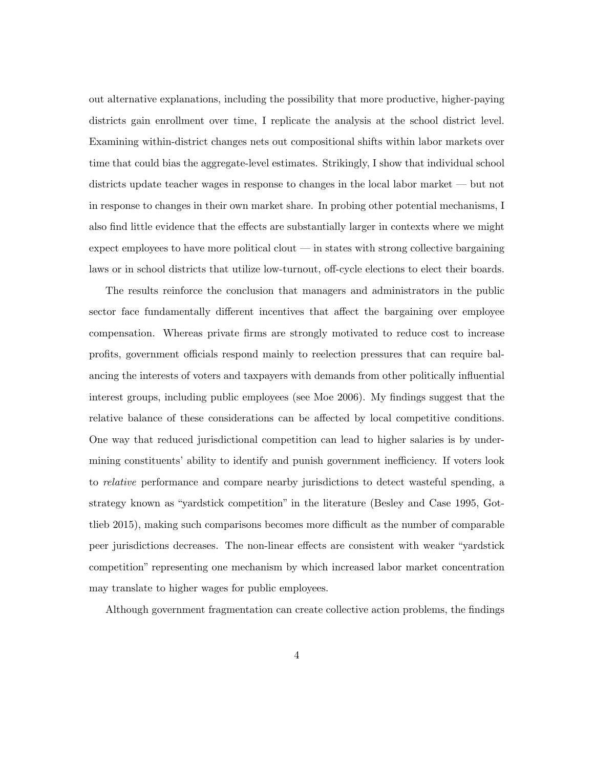out alternative explanations, including the possibility that more productive, higher-paying districts gain enrollment over time, I replicate the analysis at the school district level. Examining within-district changes nets out compositional shifts within labor markets over time that could bias the aggregate-level estimates. Strikingly, I show that individual school districts update teacher wages in response to changes in the local labor market — but not in response to changes in their own market share. In probing other potential mechanisms, I also find little evidence that the effects are substantially larger in contexts where we might expect employees to have more political clout — in states with strong collective bargaining laws or in school districts that utilize low-turnout, off-cycle elections to elect their boards.

The results reinforce the conclusion that managers and administrators in the public sector face fundamentally different incentives that affect the bargaining over employee compensation. Whereas private firms are strongly motivated to reduce cost to increase profits, government officials respond mainly to reelection pressures that can require balancing the interests of voters and taxpayers with demands from other politically influential interest groups, including public employees (see Moe 2006). My findings suggest that the relative balance of these considerations can be affected by local competitive conditions. One way that reduced jurisdictional competition can lead to higher salaries is by undermining constituents' ability to identify and punish government inefficiency. If voters look to *relative* performance and compare nearby jurisdictions to detect wasteful spending, a strategy known as "yardstick competition" in the literature (Besley and Case 1995, Gottlieb 2015), making such comparisons becomes more difficult as the number of comparable peer jurisdictions decreases. The non-linear effects are consistent with weaker "yardstick competition" representing one mechanism by which increased labor market concentration may translate to higher wages for public employees.

Although government fragmentation can create collective action problems, the findings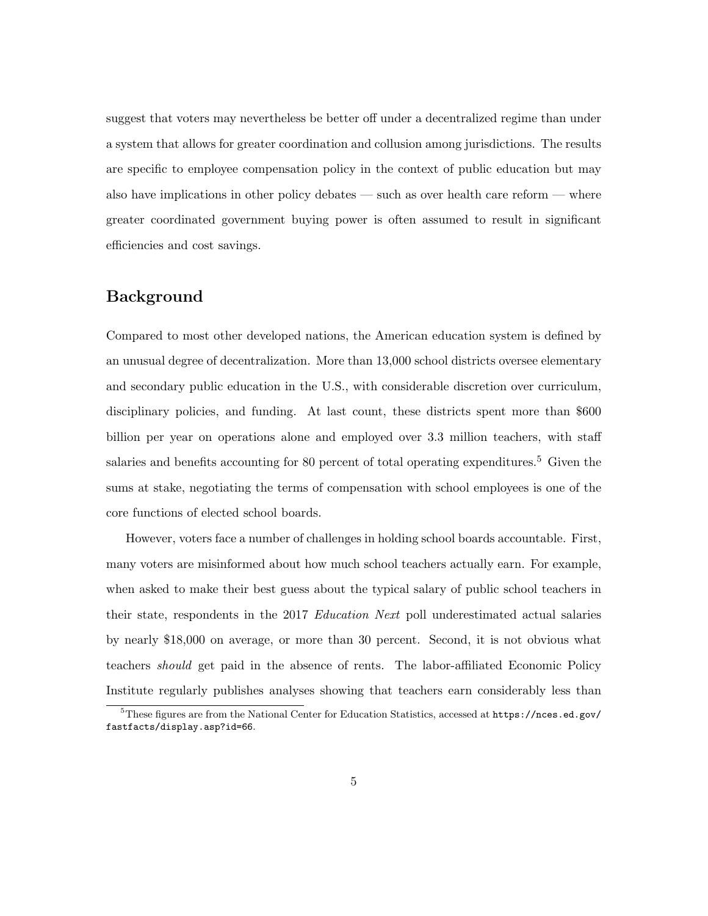suggest that voters may nevertheless be better off under a decentralized regime than under a system that allows for greater coordination and collusion among jurisdictions. The results are specific to employee compensation policy in the context of public education but may also have implications in other policy debates — such as over health care reform — where greater coordinated government buying power is often assumed to result in significant efficiencies and cost savings.

## Background

Compared to most other developed nations, the American education system is defined by an unusual degree of decentralization. More than 13,000 school districts oversee elementary and secondary public education in the U.S., with considerable discretion over curriculum, disciplinary policies, and funding. At last count, these districts spent more than $600 billion per year on operations alone and employed over 3.3 million teachers, with staff salaries and benefits accounting for 80 percent of total operating expenditures.[5] Given the sums at stake, negotiating the terms of compensation with school employees is one of the core functions of elected school boards.

However, voters face a number of challenges in holding school boards accountable. First, many voters are misinformed about how much school teachers actually earn. For example, when asked to make their best guess about the typical salary of public school teachers in their state, respondents in the 2017 *Education Next* poll underestimated actual salaries by nearly $18,000 on average, or more than 30 percent. Second, it is not obvious what teachers *should* get paid in the absence of rents. The labor-affiliated Economic Policy Institute regularly publishes analyses showing that teachers earn considerably less than

[5] These figures are from the National Center for Education Statistics, accessed at `https://nces.ed.gov/fastfacts/display.asp?id=66`.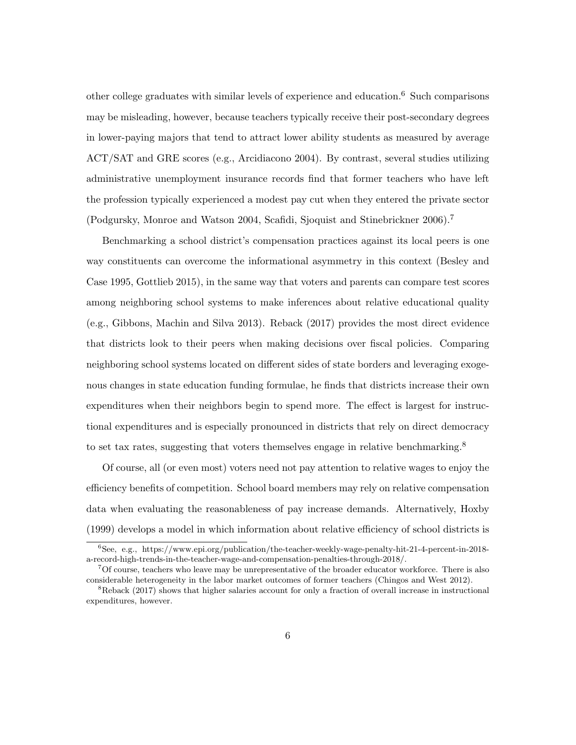other college graduates with similar levels of experience and education.[6] Such comparisons may be misleading, however, because teachers typically receive their post-secondary degrees in lower-paying majors that tend to attract lower ability students as measured by average ACT/SAT and GRE scores (e.g., Arcidiacono 2004). By contrast, several studies utilizing administrative unemployment insurance records find that former teachers who have left the profession typically experienced a modest pay cut when they entered the private sector (Podgursky, Monroe and Watson 2004, Scafidi, Sjoquist and Stinebrickner 2006).[7]

Benchmarking a school district's compensation practices against its local peers is one way constituents can overcome the informational asymmetry in this context (Besley and Case 1995, Gottlieb 2015), in the same way that voters and parents can compare test scores among neighboring school systems to make inferences about relative educational quality (e.g., Gibbons, Machin and Silva 2013). Reback (2017) provides the most direct evidence that districts look to their peers when making decisions over fiscal policies. Comparing neighboring school systems located on different sides of state borders and leveraging exogenous changes in state education funding formulae, he finds that districts increase their own expenditures when their neighbors begin to spend more. The effect is largest for instructional expenditures and is especially pronounced in districts that rely on direct democracy to set tax rates, suggesting that voters themselves engage in relative benchmarking.[8]

Of course, all (or even most) voters need not pay attention to relative wages to enjoy the efficiency benefits of competition. School board members may rely on relative compensation data when evaluating the reasonableness of pay increase demands. Alternatively, Hoxby (1999) develops a model in which information about relative efficiency of school districts is

---

[6] See, e.g., https://www.epi.org/publication/the-teacher-weekly-wage-penalty-hit-21-4-percent-in-2018-a-record-high-trends-in-the-teacher-wage-and-compensation-penalties-through-2018/.

[7] Of course, teachers who leave may be unrepresentative of the broader educator workforce. There is also considerable heterogeneity in the labor market outcomes of former teachers (Chingos and West 2012).

[8] Reback (2017) shows that higher salaries account for only a fraction of overall increase in instructional expenditures, however.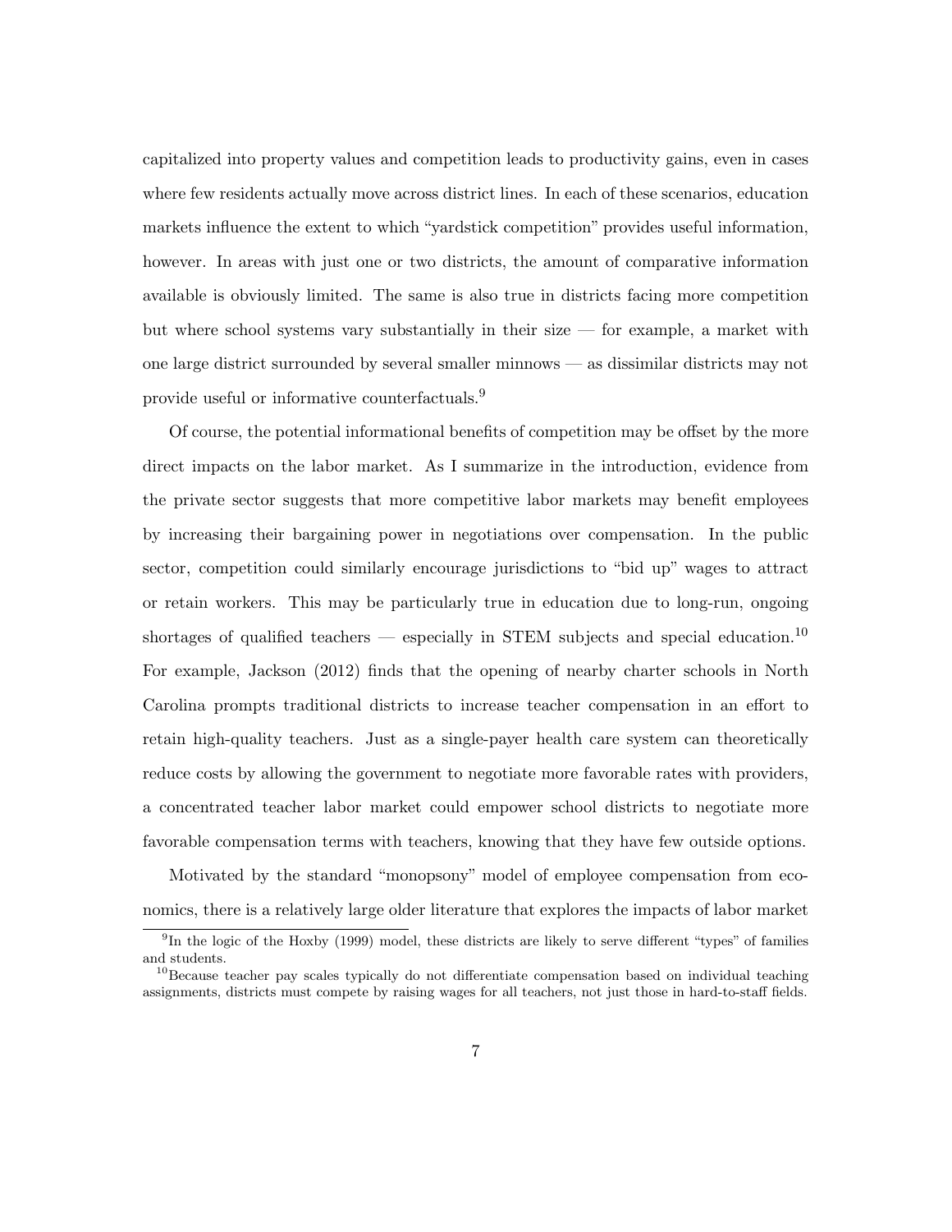capitalized into property values and competition leads to productivity gains, even in cases where few residents actually move across district lines. In each of these scenarios, education markets influence the extent to which "yardstick competition" provides useful information, however. In areas with just one or two districts, the amount of comparative information available is obviously limited. The same is also true in districts facing more competition but where school systems vary substantially in their size — for example, a market with one large district surrounded by several smaller minnows — as dissimilar districts may not provide useful or informative counterfactuals.[9]

Of course, the potential informational benefits of competition may be offset by the more direct impacts on the labor market. As I summarize in the introduction, evidence from the private sector suggests that more competitive labor markets may benefit employees by increasing their bargaining power in negotiations over compensation. In the public sector, competition could similarly encourage jurisdictions to "bid up" wages to attract or retain workers. This may be particularly true in education due to long-run, ongoing shortages of qualified teachers — especially in STEM subjects and special education.[10] For example, Jackson (2012) finds that the opening of nearby charter schools in North Carolina prompts traditional districts to increase teacher compensation in an effort to retain high-quality teachers. Just as a single-payer health care system can theoretically reduce costs by allowing the government to negotiate more favorable rates with providers, a concentrated teacher labor market could empower school districts to negotiate more favorable compensation terms with teachers, knowing that they have few outside options.

Motivated by the standard "monopsony" model of employee compensation from economics, there is a relatively large older literature that explores the impacts of labor market

[9] In the logic of the Hoxby (1999) model, these districts are likely to serve different "types" of families and students.

[10] Because teacher pay scales typically do not differentiate compensation based on individual teaching assignments, districts must compete by raising wages for all teachers, not just those in hard-to-staff fields.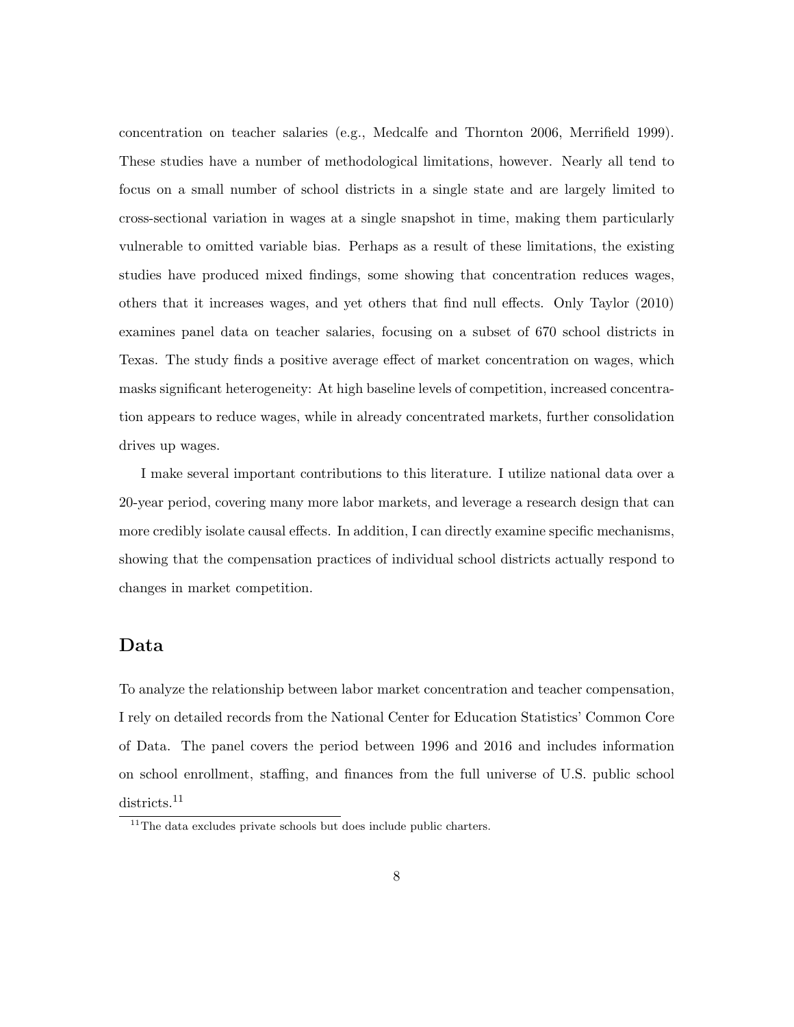concentration on teacher salaries (e.g., Medcalfe and Thornton 2006, Merrifield 1999). These studies have a number of methodological limitations, however. Nearly all tend to focus on a small number of school districts in a single state and are largely limited to cross-sectional variation in wages at a single snapshot in time, making them particularly vulnerable to omitted variable bias. Perhaps as a result of these limitations, the existing studies have produced mixed findings, some showing that concentration reduces wages, others that it increases wages, and yet others that find null effects. Only Taylor (2010) examines panel data on teacher salaries, focusing on a subset of 670 school districts in Texas. The study finds a positive average effect of market concentration on wages, which masks significant heterogeneity: At high baseline levels of competition, increased concentration appears to reduce wages, while in already concentrated markets, further consolidation drives up wages.

I make several important contributions to this literature. I utilize national data over a 20-year period, covering many more labor markets, and leverage a research design that can more credibly isolate causal effects. In addition, I can directly examine specific mechanisms, showing that the compensation practices of individual school districts actually respond to changes in market competition.

## Data

To analyze the relationship between labor market concentration and teacher compensation, I rely on detailed records from the National Center for Education Statistics' Common Core of Data. The panel covers the period between 1996 and 2016 and includes information on school enrollment, staffing, and finances from the full universe of U.S. public school districts.[11]

[11] The data excludes private schools but does include public charters.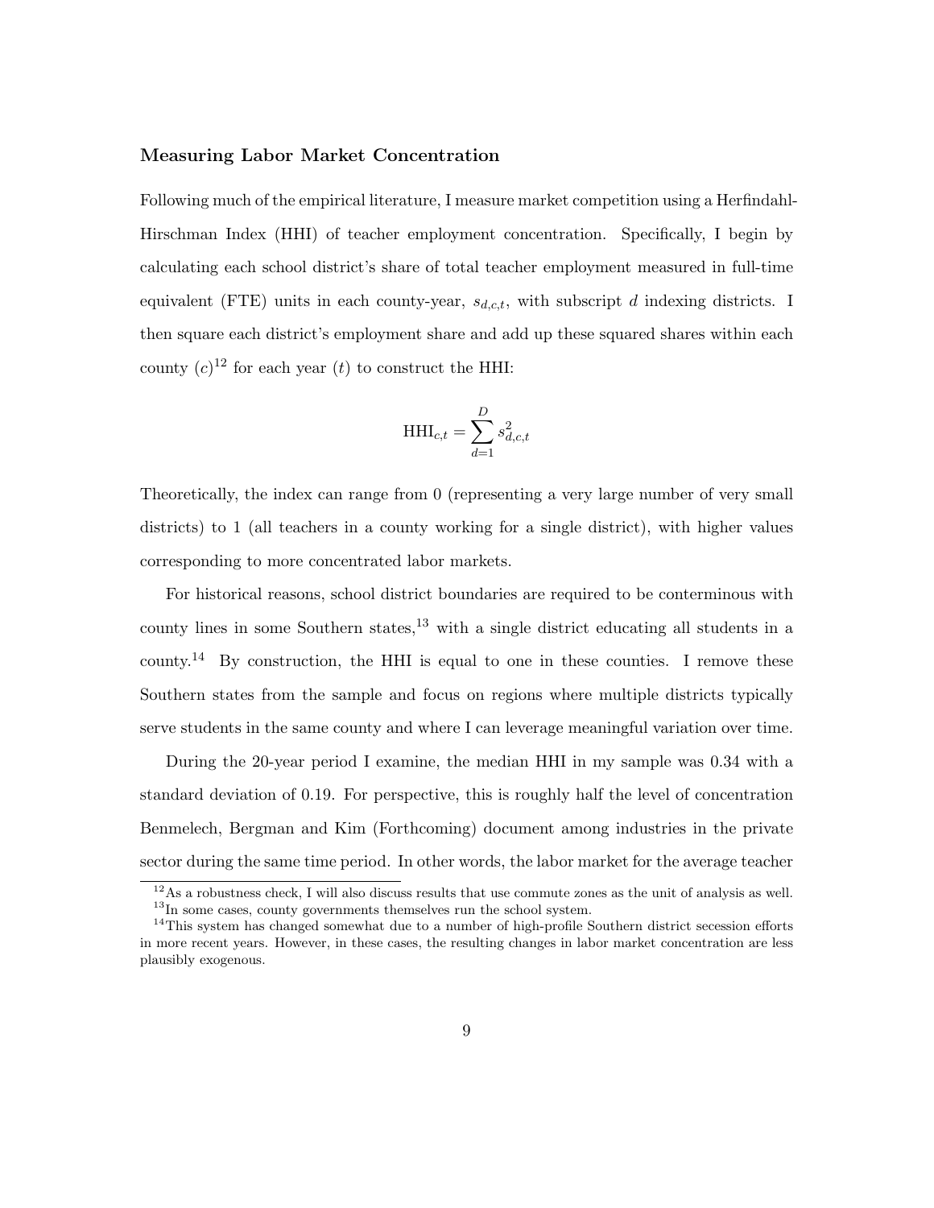### Measuring Labor Market Concentration

Following much of the empirical literature, I measure market competition using a Herfindahl-Hirschman Index (HHI) of teacher employment concentration. Specifically, I begin by calculating each school district's share of total teacher employment measured in full-time equivalent (FTE) units in each county-year, $s_{d,c,t}$, with subscript $d$ indexing districts. I then square each district's employment share and add up these squared shares within each county ($c$)[12] for each year ($t$) to construct the HHI:

$$\text{HHI}_{c,t} = \sum_{d=1}^{D} s_{d,c,t}^2$$

Theoretically, the index can range from 0 (representing a very large number of very small districts) to 1 (all teachers in a county working for a single district), with higher values corresponding to more concentrated labor markets.

For historical reasons, school district boundaries are required to be conterminous with county lines in some Southern states,[13] with a single district educating all students in a county.[14] By construction, the HHI is equal to one in these counties. I remove these Southern states from the sample and focus on regions where multiple districts typically serve students in the same county and where I can leverage meaningful variation over time.

During the 20-year period I examine, the median HHI in my sample was 0.34 with a standard deviation of 0.19. For perspective, this is roughly half the level of concentration Benmelech, Bergman and Kim (Forthcoming) document among industries in the private sector during the same time period. In other words, the labor market for the average teacher

[12] As a robustness check, I will also discuss results that use commute zones as the unit of analysis as well.

[13] In some cases, county governments themselves run the school system.

[14] This system has changed somewhat due to a number of high-profile Southern district secession efforts in more recent years. However, in these cases, the resulting changes in labor market concentration are less plausibly exogenous.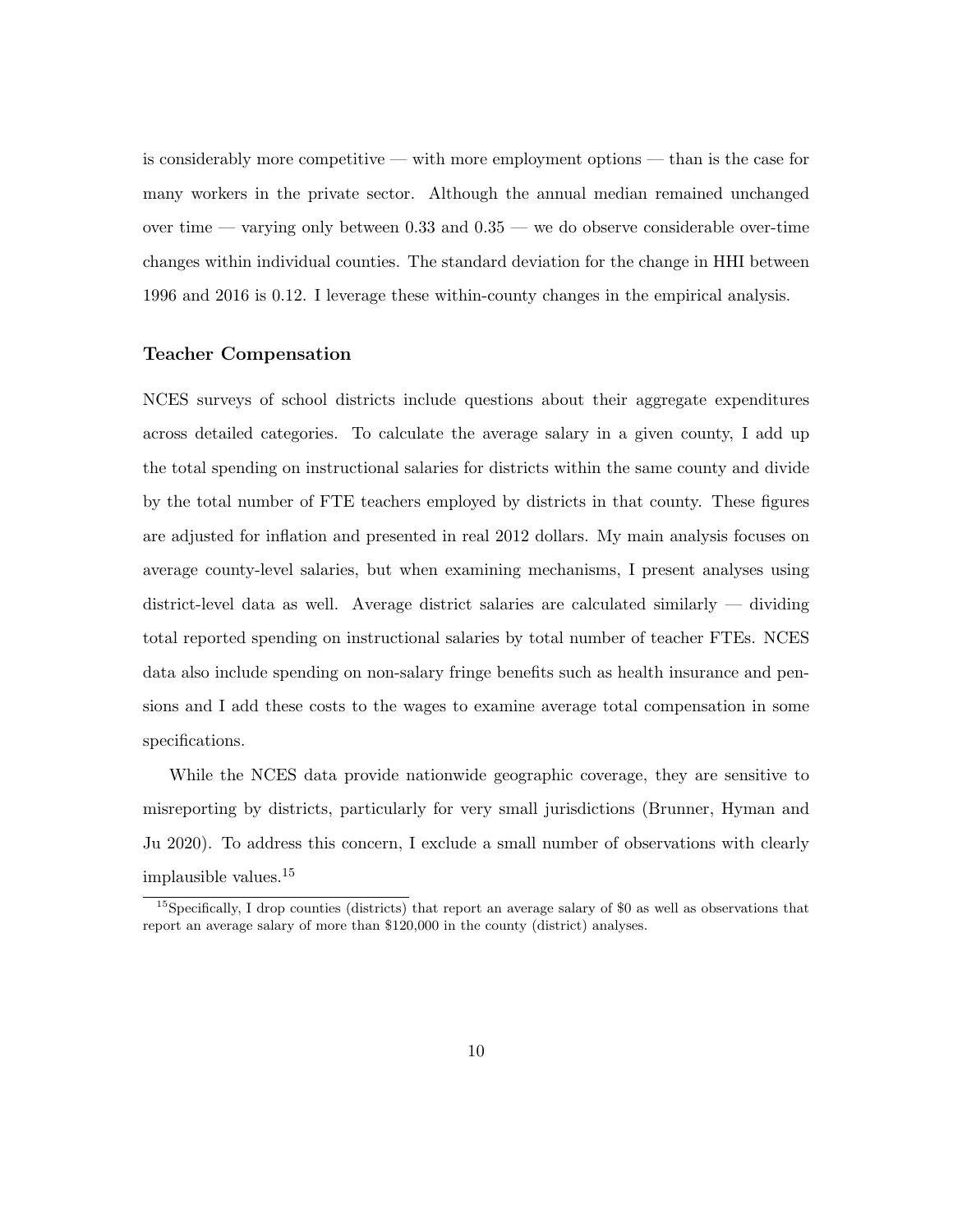is considerably more competitive — with more employment options — than is the case for many workers in the private sector. Although the annual median remained unchanged over time — varying only between 0.33 and 0.35 — we do observe considerable over-time changes within individual counties. The standard deviation for the change in HHI between 1996 and 2016 is 0.12. I leverage these within-county changes in the empirical analysis.

### Teacher Compensation

NCES surveys of school districts include questions about their aggregate expenditures across detailed categories. To calculate the average salary in a given county, I add up the total spending on instructional salaries for districts within the same county and divide by the total number of FTE teachers employed by districts in that county. These figures are adjusted for inflation and presented in real 2012 dollars. My main analysis focuses on average county-level salaries, but when examining mechanisms, I present analyses using district-level data as well. Average district salaries are calculated similarly — dividing total reported spending on instructional salaries by total number of teacher FTEs. NCES data also include spending on non-salary fringe benefits such as health insurance and pensions and I add these costs to the wages to examine average total compensation in some specifications.

While the NCES data provide nationwide geographic coverage, they are sensitive to misreporting by districts, particularly for very small jurisdictions (Brunner, Hyman and Ju 2020). To address this concern, I exclude a small number of observations with clearly implausible values.[15]

[15] Specifically, I drop counties (districts) that report an average salary of $0 as well as observations that report an average salary of more than $120,000 in the county (district) analyses.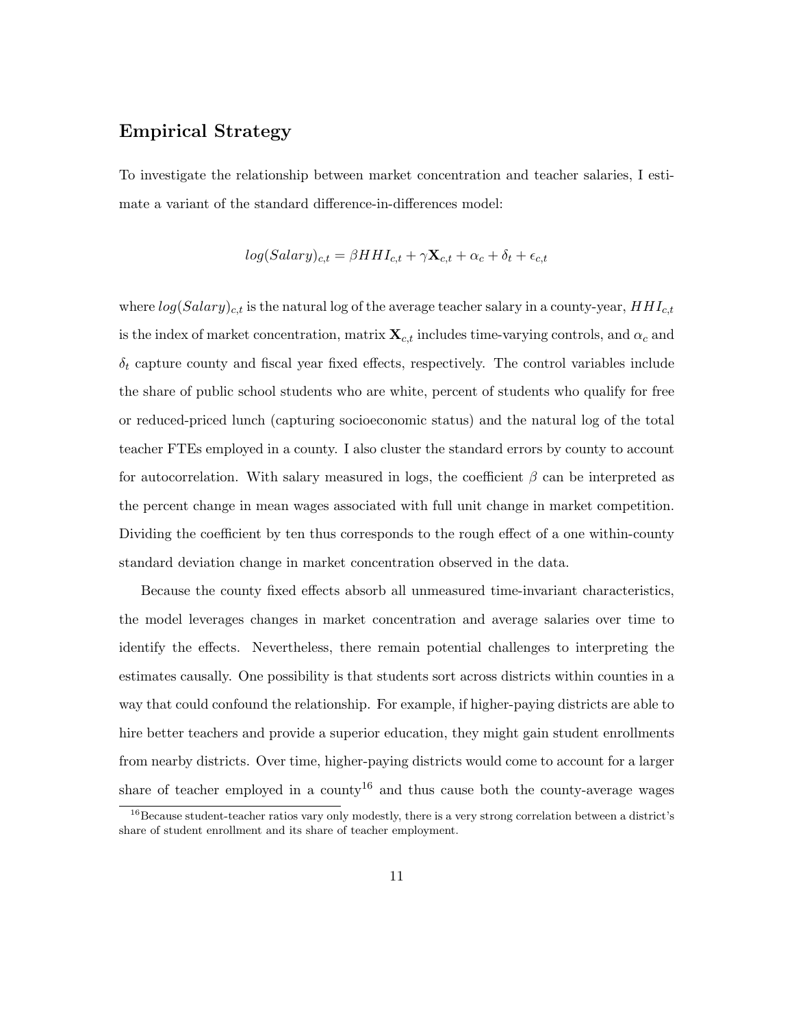## Empirical Strategy

To investigate the relationship between market concentration and teacher salaries, I estimate a variant of the standard difference-in-differences model:

$$log(Salary)_{c,t} = \beta HHI_{c,t} + \gamma \mathbf{X}_{c,t} + \alpha_c + \delta_t + \epsilon_{c,t}$$

where $log(Salary)_{c,t}$ is the natural log of the average teacher salary in a county-year, $HHI_{c,t}$ is the index of market concentration, matrix $\mathbf{X}_{c,t}$ includes time-varying controls, and $\alpha_c$ and $\delta_t$ capture county and fiscal year fixed effects, respectively. The control variables include the share of public school students who are white, percent of students who qualify for free or reduced-priced lunch (capturing socioeconomic status) and the natural log of the total teacher FTEs employed in a county. I also cluster the standard errors by county to account for autocorrelation. With salary measured in logs, the coefficient $\beta$ can be interpreted as the percent change in mean wages associated with full unit change in market competition. Dividing the coefficient by ten thus corresponds to the rough effect of a one within-county standard deviation change in market concentration observed in the data.

Because the county fixed effects absorb all unmeasured time-invariant characteristics, the model leverages changes in market concentration and average salaries over time to identify the effects. Nevertheless, there remain potential challenges to interpreting the estimates causally. One possibility is that students sort across districts within counties in a way that could confound the relationship. For example, if higher-paying districts are able to hire better teachers and provide a superior education, they might gain student enrollments from nearby districts. Over time, higher-paying districts would come to account for a larger share of teacher employed in a county[16] and thus cause both the county-average wages

[16] Because student-teacher ratios vary only modestly, there is a very strong correlation between a district's share of student enrollment and its share of teacher employment.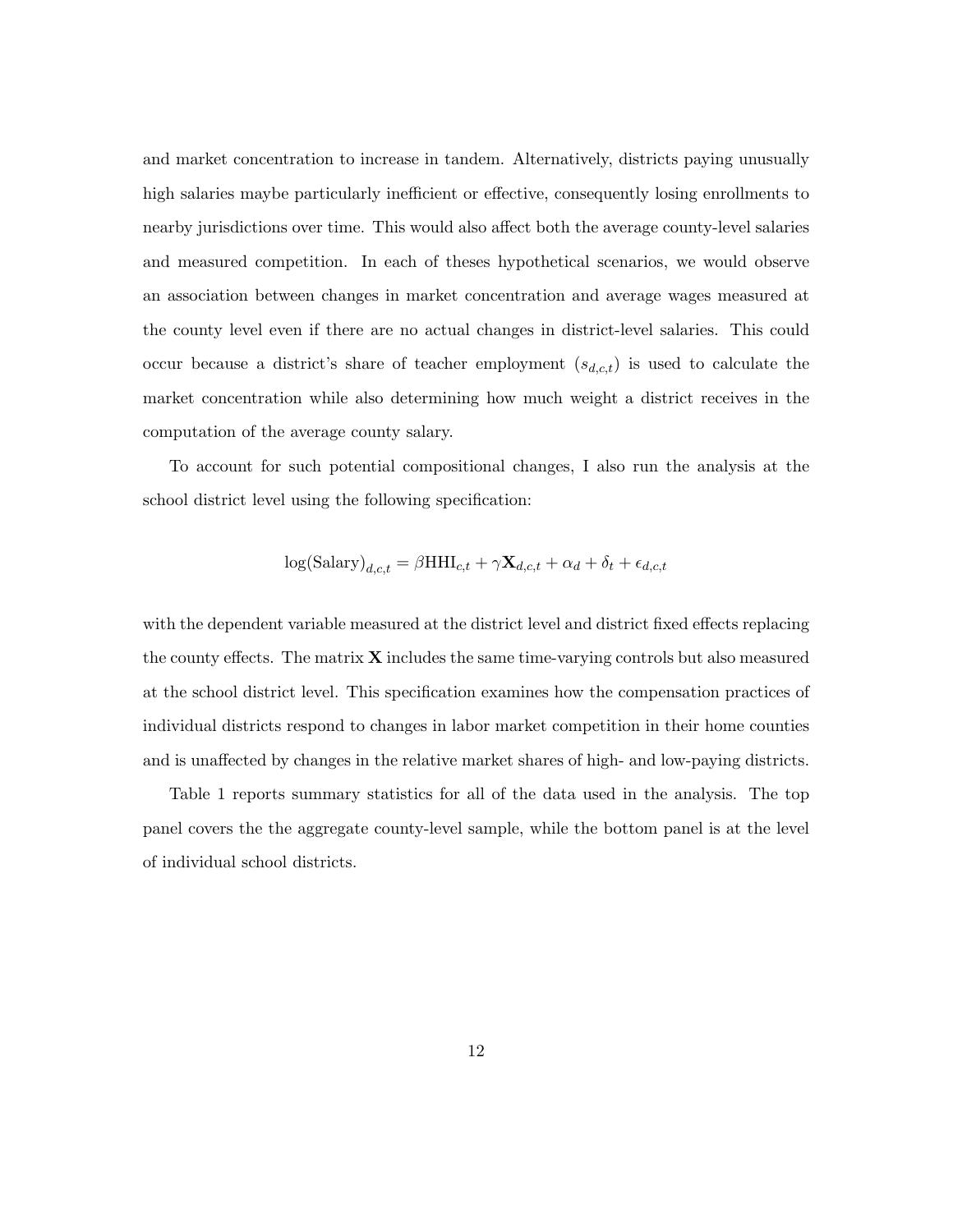and market concentration to increase in tandem. Alternatively, districts paying unusually high salaries maybe particularly inefficient or effective, consequently losing enrollments to nearby jurisdictions over time. This would also affect both the average county-level salaries and measured competition. In each of theses hypothetical scenarios, we would observe an association between changes in market concentration and average wages measured at the county level even if there are no actual changes in district-level salaries. This could occur because a district's share of teacher employment ($s_{d,c,t}$) is used to calculate the market concentration while also determining how much weight a district receives in the computation of the average county salary.

To account for such potential compositional changes, I also run the analysis at the school district level using the following specification:

$$\log(\text{Salary})_{d,c,t} = \beta \text{HHI}_{c,t} + \gamma \mathbf{X}_{d,c,t} + \alpha_d + \delta_t + \epsilon_{d,c,t}$$

with the dependent variable measured at the district level and district fixed effects replacing the county effects. The matrix $\mathbf{X}$ includes the same time-varying controls but also measured at the school district level. This specification examines how the compensation practices of individual districts respond to changes in labor market competition in their home counties and is unaffected by changes in the relative market shares of high- and low-paying districts.

Table 1 reports summary statistics for all of the data used in the analysis. The top panel covers the the aggregate county-level sample, while the bottom panel is at the level of individual school districts.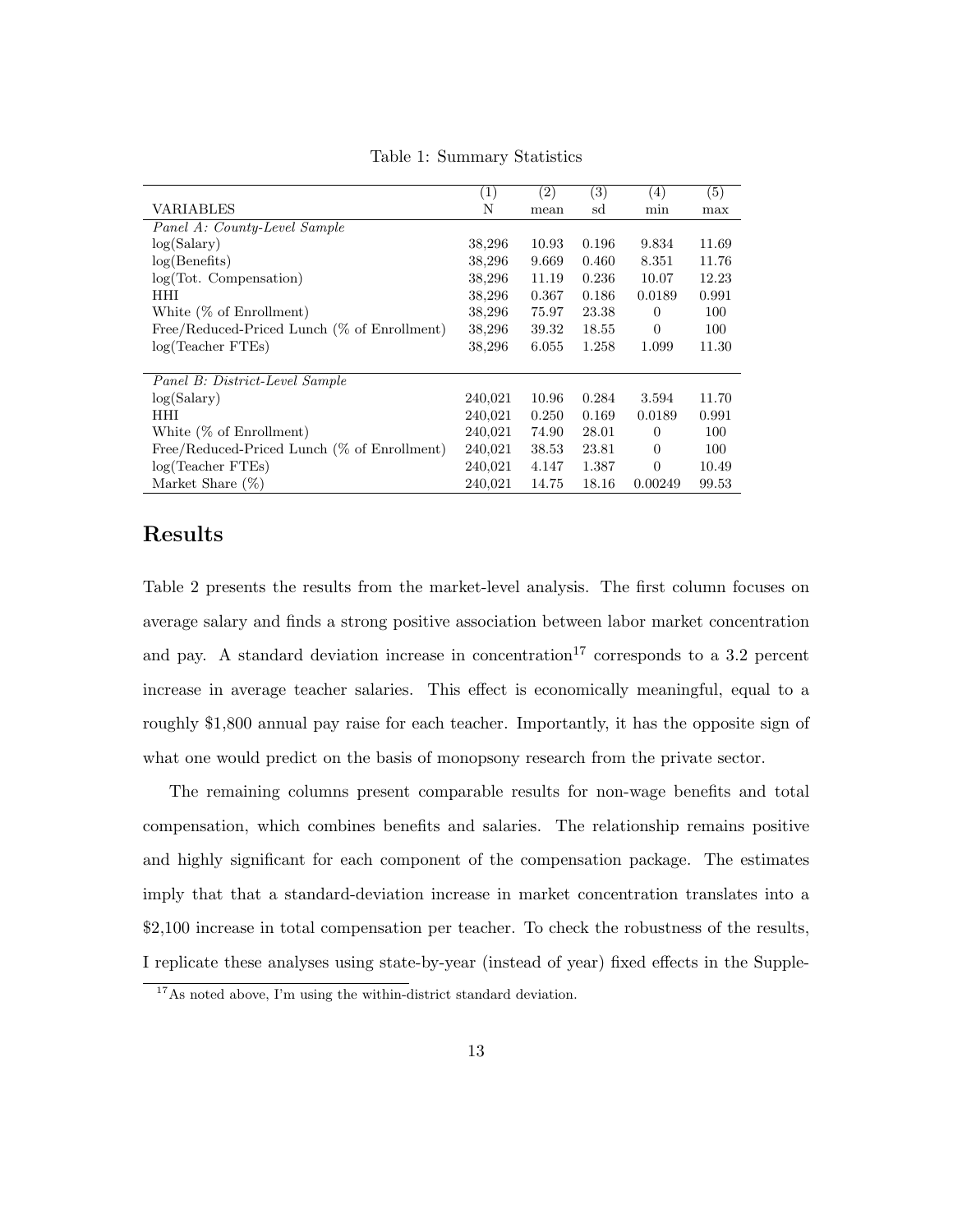Table 1: Summary Statistics

| VARIABLES | (1) N | (2) mean | (3) sd | (4) min | (5) max |
|---|---|---|---|---|---|
| *Panel A: County-Level Sample* | | | | | |
| log(Salary) | 38,296 | 10.93 | 0.196 | 9.834 | 11.69 |
| log(Benefits) | 38,296 | 9.669 | 0.460 | 8.351 | 11.76 |
| log(Tot. Compensation) | 38,296 | 11.19 | 0.236 | 10.07 | 12.23 |
| HHI | 38,296 | 0.367 | 0.186 | 0.0189 | 0.991 |
| White (% of Enrollment) | 38,296 | 75.97 | 23.38 | 0 | 100 |
| Free/Reduced-Priced Lunch (% of Enrollment) | 38,296 | 39.32 | 18.55 | 0 | 100 |
| log(Teacher FTEs) | 38,296 | 6.055 | 1.258 | 1.099 | 11.30 |
| *Panel B: District-Level Sample* | | | | | |
| log(Salary) | 240,021 | 10.96 | 0.284 | 3.594 | 11.70 |
| HHI | 240,021 | 0.250 | 0.169 | 0.0189 | 0.991 |
| White (% of Enrollment) | 240,021 | 74.90 | 28.01 | 0 | 100 |
| Free/Reduced-Priced Lunch (% of Enrollment) | 240,021 | 38.53 | 23.81 | 0 | 100 |
| log(Teacher FTEs) | 240,021 | 4.147 | 1.387 | 0 | 10.49 |
| Market Share (%) | 240,021 | 14.75 | 18.16 | 0.00249 | 99.53 |

## Results

Table 2 presents the results from the market-level analysis. The first column focuses on average salary and finds a strong positive association between labor market concentration and pay. A standard deviation increase in concentration[17] corresponds to a 3.2 percent increase in average teacher salaries. This effect is economically meaningful, equal to a roughly $1,800 annual pay raise for each teacher. Importantly, it has the opposite sign of what one would predict on the basis of monopsony research from the private sector.

The remaining columns present comparable results for non-wage benefits and total compensation, which combines benefits and salaries. The relationship remains positive and highly significant for each component of the compensation package. The estimates imply that that a standard-deviation increase in market concentration translates into a $2,100 increase in total compensation per teacher. To check the robustness of the results, I replicate these analyses using state-by-year (instead of year) fixed effects in the Supple-

[17] As noted above, I'm using the within-district standard deviation.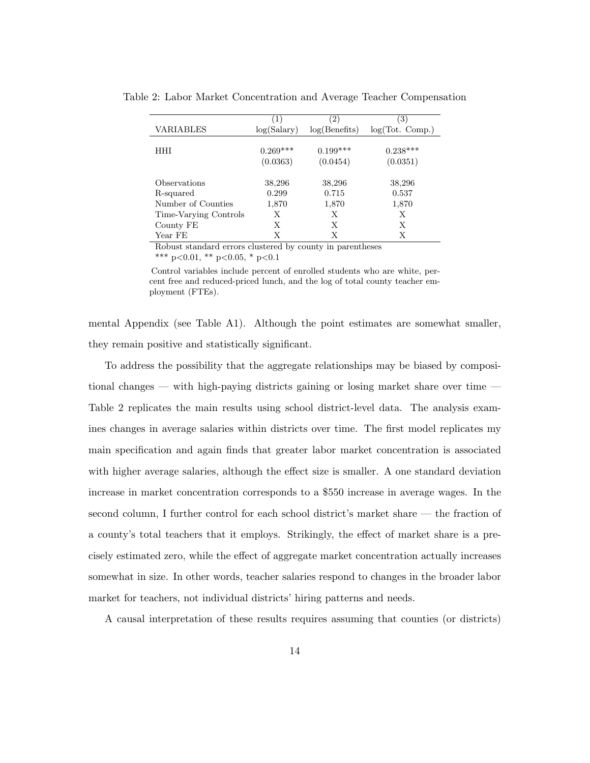Table 2: Labor Market Concentration and Average Teacher Compensation

| VARIABLES | (1) log(Salary) | (2) log(Benefits) | (3) log(Tot. Comp.) |
|---|---|---|---|
| HHI | 0.269*** | 0.199*** | 0.238*** |
| | (0.0363) | (0.0454) | (0.0351) |
| Observations | 38,296 | 38,296 | 38,296 |
| R-squared | 0.299 | 0.715 | 0.537 |
| Number of Counties | 1,870 | 1,870 | 1,870 |
| Time-Varying Controls | X | X | X |
| County FE | X | X | X |
| Year FE | X | X | X |

Robust standard errors clustered by county in parentheses

*** p<0.01, ** p<0.05, * p<0.1

Control variables include percent of enrolled students who are white, percent free and reduced-priced lunch, and the log of total county teacher employment (FTEs).

mental Appendix (see Table A1). Although the point estimates are somewhat smaller, they remain positive and statistically significant.

To address the possibility that the aggregate relationships may be biased by compositional changes — with high-paying districts gaining or losing market share over time — Table 2 replicates the main results using school district-level data. The analysis examines changes in average salaries within districts over time. The first model replicates my main specification and again finds that greater labor market concentration is associated with higher average salaries, although the effect size is smaller. A one standard deviation increase in market concentration corresponds to a $550 increase in average wages. In the second column, I further control for each school district's market share — the fraction of a county's total teachers that it employs. Strikingly, the effect of market share is a precisely estimated zero, while the effect of aggregate market concentration actually increases somewhat in size. In other words, teacher salaries respond to changes in the broader labor market for teachers, not individual districts' hiring patterns and needs.

A causal interpretation of these results requires assuming that counties (or districts)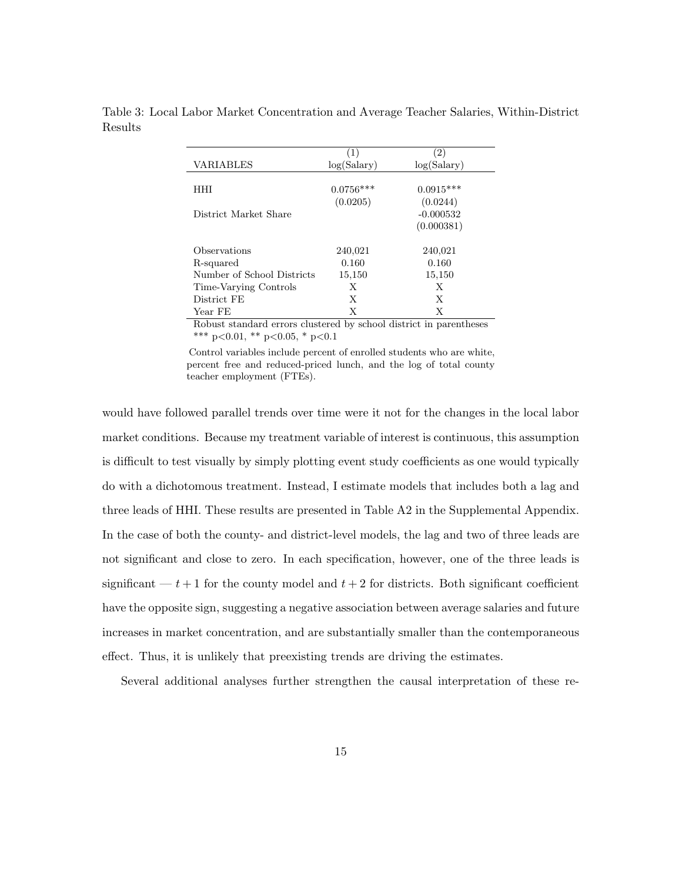Table 3: Local Labor Market Concentration and Average Teacher Salaries, Within-District Results

| VARIABLES | (1) log(Salary) | (2) log(Salary) |
|---|---|---|
| HHI | 0.0756*** | 0.0915*** |
| | (0.0205) | (0.0244) |
| District Market Share | | -0.000532 |
| | | (0.000381) |
| Observations | 240,021 | 240,021 |
| R-squared | 0.160 | 0.160 |
| Number of School Districts | 15,150 | 15,150 |
| Time-Varying Controls | X | X |
| District FE | X | X |
| Year FE | X | X |

Robust standard errors clustered by school district in parentheses
*** p<0.01, ** p<0.05, * p<0.1

Control variables include percent of enrolled students who are white, percent free and reduced-priced lunch, and the log of total county teacher employment (FTEs).

would have followed parallel trends over time were it not for the changes in the local labor market conditions. Because my treatment variable of interest is continuous, this assumption is difficult to test visually by simply plotting event study coefficients as one would typically do with a dichotomous treatment. Instead, I estimate models that includes both a lag and three leads of HHI. These results are presented in Table A2 in the Supplemental Appendix. In the case of both the county- and district-level models, the lag and two of three leads are not significant and close to zero. In each specification, however, one of the three leads is significant — $t+1$ for the county model and $t+2$ for districts. Both significant coefficient have the opposite sign, suggesting a negative association between average salaries and future increases in market concentration, and are substantially smaller than the contemporaneous effect. Thus, it is unlikely that preexisting trends are driving the estimates.

Several additional analyses further strengthen the causal interpretation of these re-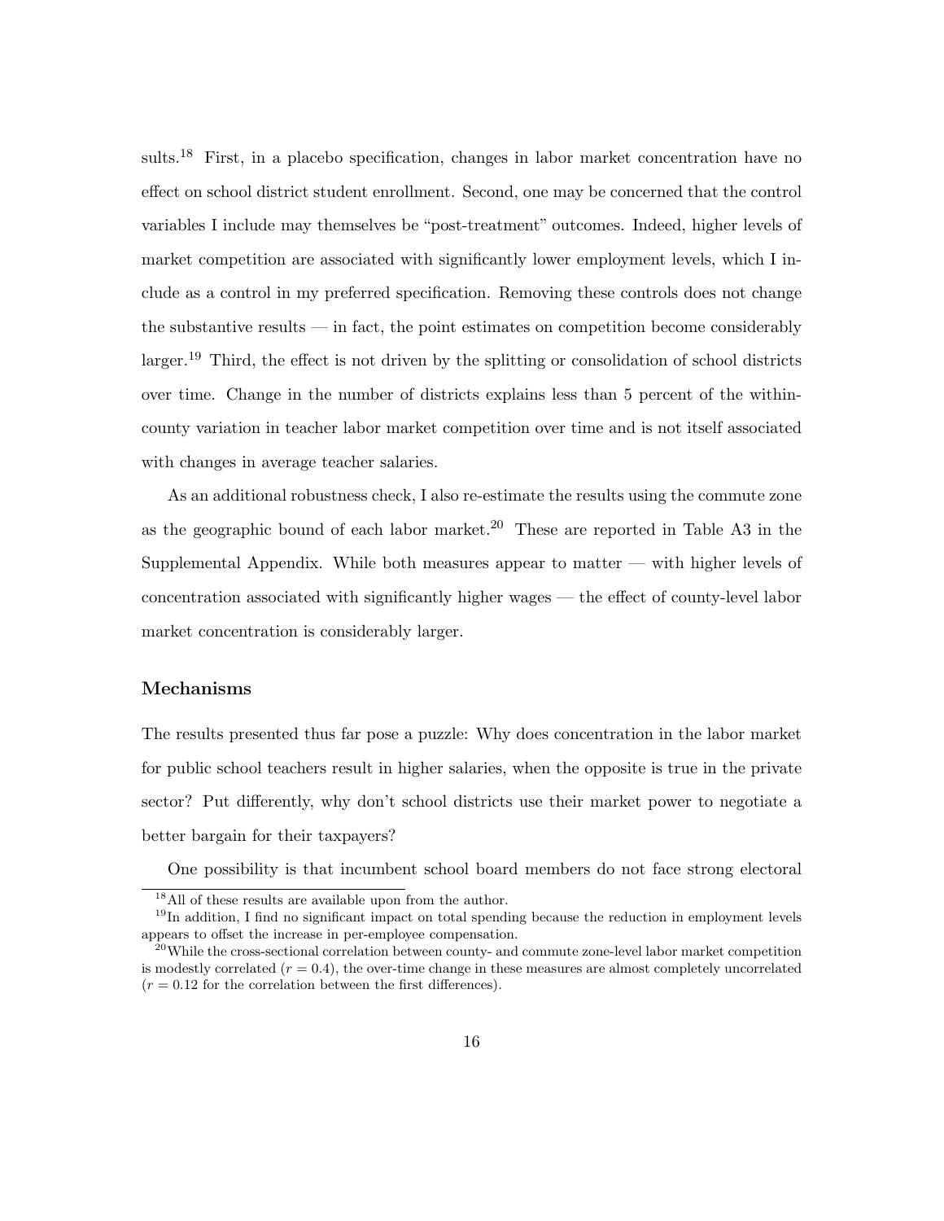sults.[18] First, in a placebo specification, changes in labor market concentration have no effect on school district student enrollment. Second, one may be concerned that the control variables I include may themselves be "post-treatment" outcomes. Indeed, higher levels of market competition are associated with significantly lower employment levels, which I include as a control in my preferred specification. Removing these controls does not change the substantive results — in fact, the point estimates on competition become considerably larger.[19] Third, the effect is not driven by the splitting or consolidation of school districts over time. Change in the number of districts explains less than 5 percent of the within-county variation in teacher labor market competition over time and is not itself associated with changes in average teacher salaries.

As an additional robustness check, I also re-estimate the results using the commute zone as the geographic bound of each labor market.[20] These are reported in Table A3 in the Supplemental Appendix. While both measures appear to matter — with higher levels of concentration associated with significantly higher wages — the effect of county-level labor market concentration is considerably larger.

### Mechanisms

The results presented thus far pose a puzzle: Why does concentration in the labor market for public school teachers result in higher salaries, when the opposite is true in the private sector? Put differently, why don't school districts use their market power to negotiate a better bargain for their taxpayers?

One possibility is that incumbent school board members do not face strong electoral

[18]All of these results are available upon from the author.

[19]In addition, I find no significant impact on total spending because the reduction in employment levels appears to offset the increase in per-employee compensation.

[20]While the cross-sectional correlation between county- and commute zone-level labor market competition is modestly correlated ($r = 0.4$), the over-time change in these measures are almost completely uncorrelated ($r = 0.12$ for the correlation between the first differences).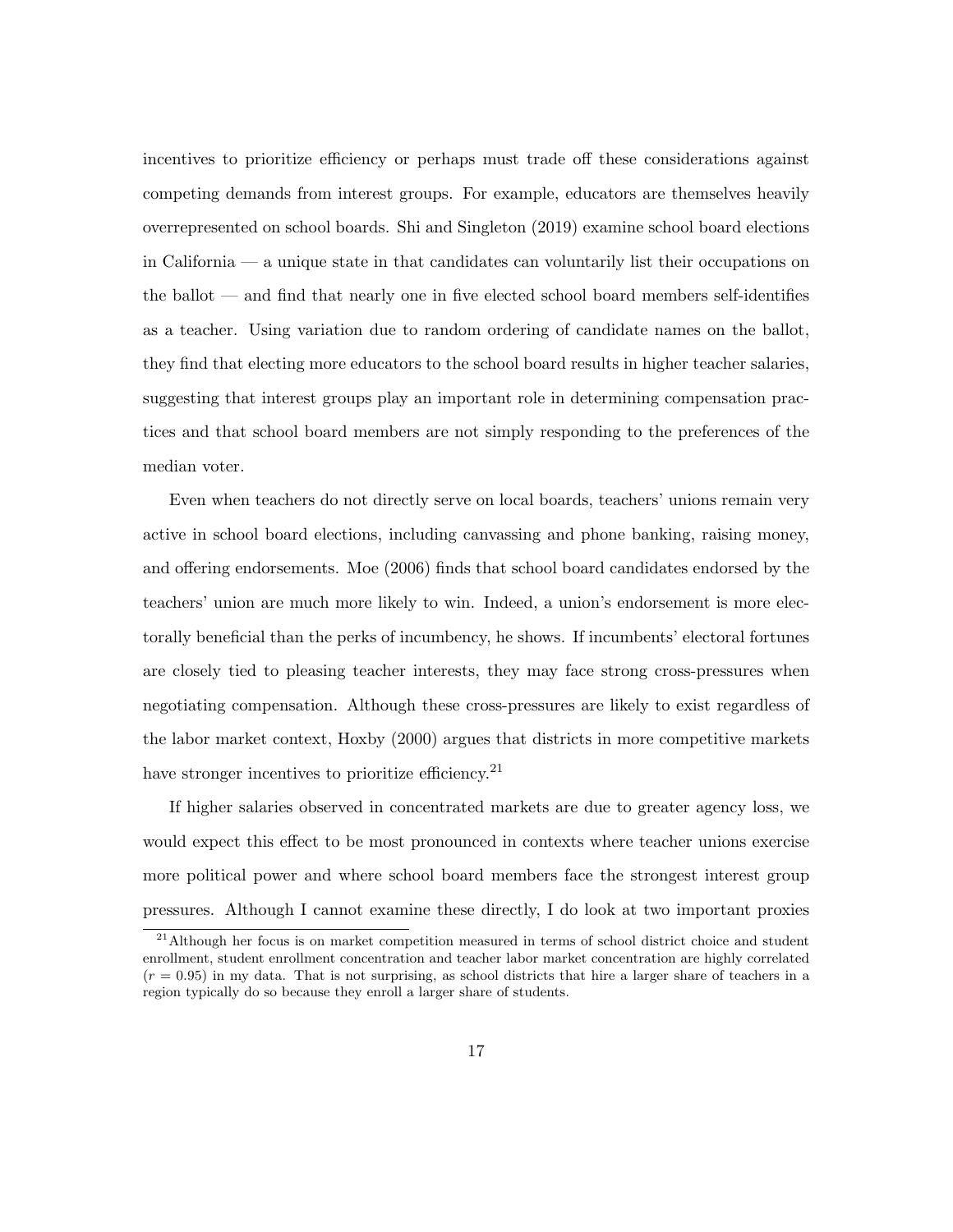incentives to prioritize efficiency or perhaps must trade off these considerations against competing demands from interest groups. For example, educators are themselves heavily overrepresented on school boards. Shi and Singleton (2019) examine school board elections in California — a unique state in that candidates can voluntarily list their occupations on the ballot — and find that nearly one in five elected school board members self-identifies as a teacher. Using variation due to random ordering of candidate names on the ballot, they find that electing more educators to the school board results in higher teacher salaries, suggesting that interest groups play an important role in determining compensation practices and that school board members are not simply responding to the preferences of the median voter.

Even when teachers do not directly serve on local boards, teachers' unions remain very active in school board elections, including canvassing and phone banking, raising money, and offering endorsements. Moe (2006) finds that school board candidates endorsed by the teachers' union are much more likely to win. Indeed, a union's endorsement is more electorally beneficial than the perks of incumbency, he shows. If incumbents' electoral fortunes are closely tied to pleasing teacher interests, they may face strong cross-pressures when negotiating compensation. Although these cross-pressures are likely to exist regardless of the labor market context, Hoxby (2000) argues that districts in more competitive markets have stronger incentives to prioritize efficiency.[21]

If higher salaries observed in concentrated markets are due to greater agency loss, we would expect this effect to be most pronounced in contexts where teacher unions exercise more political power and where school board members face the strongest interest group pressures. Although I cannot examine these directly, I do look at two important proxies

[21] Although her focus is on market competition measured in terms of school district choice and student enrollment, student enrollment concentration and teacher labor market concentration are highly correlated ($r = 0.95$) in my data. That is not surprising, as school districts that hire a larger share of teachers in a region typically do so because they enroll a larger share of students.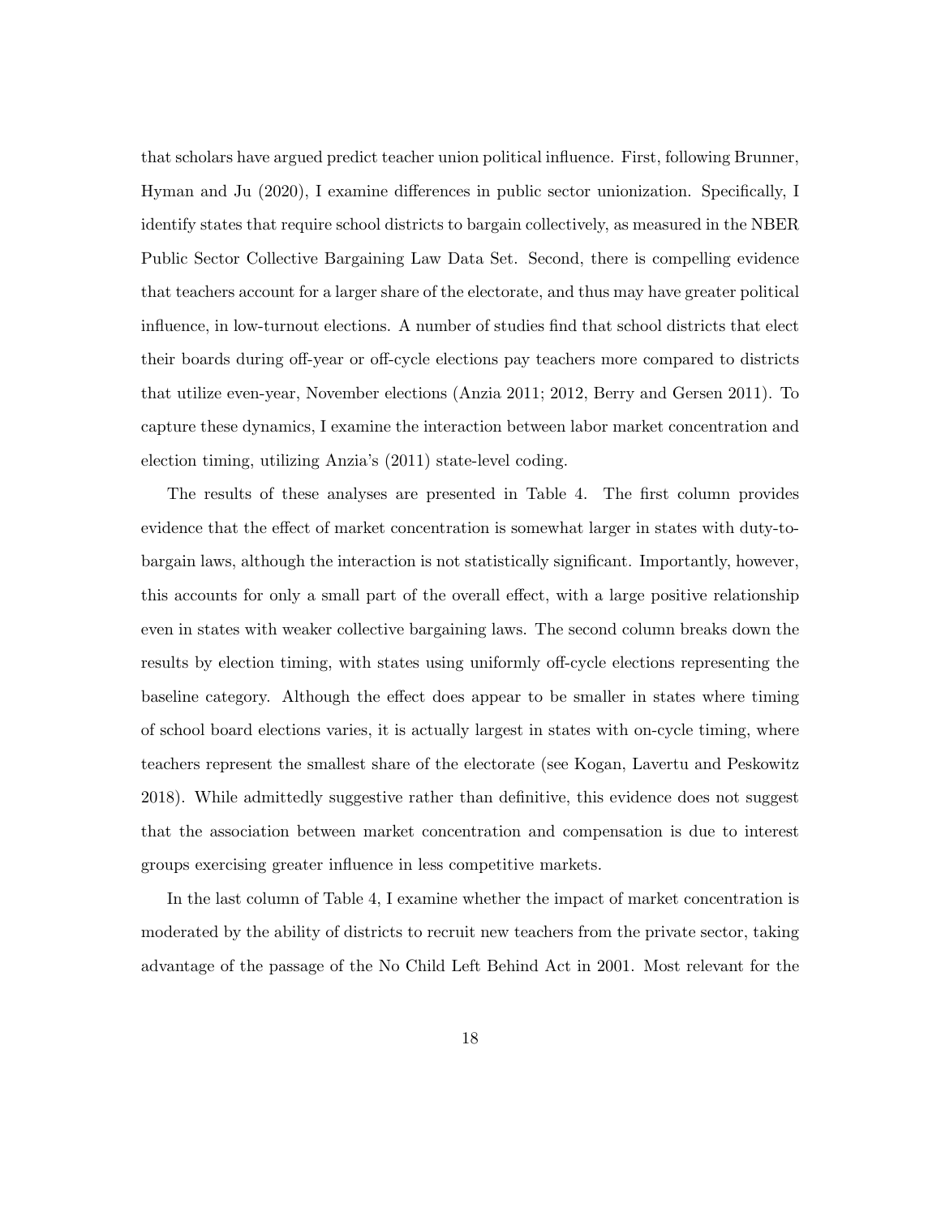that scholars have argued predict teacher union political influence. First, following Brunner, Hyman and Ju (2020), I examine differences in public sector unionization. Specifically, I identify states that require school districts to bargain collectively, as measured in the NBER Public Sector Collective Bargaining Law Data Set. Second, there is compelling evidence that teachers account for a larger share of the electorate, and thus may have greater political influence, in low-turnout elections. A number of studies find that school districts that elect their boards during off-year or off-cycle elections pay teachers more compared to districts that utilize even-year, November elections (Anzia 2011; 2012, Berry and Gersen 2011). To capture these dynamics, I examine the interaction between labor market concentration and election timing, utilizing Anzia's (2011) state-level coding.

The results of these analyses are presented in Table 4. The first column provides evidence that the effect of market concentration is somewhat larger in states with duty-to-bargain laws, although the interaction is not statistically significant. Importantly, however, this accounts for only a small part of the overall effect, with a large positive relationship even in states with weaker collective bargaining laws. The second column breaks down the results by election timing, with states using uniformly off-cycle elections representing the baseline category. Although the effect does appear to be smaller in states where timing of school board elections varies, it is actually largest in states with on-cycle timing, where teachers represent the smallest share of the electorate (see Kogan, Lavertu and Peskowitz 2018). While admittedly suggestive rather than definitive, this evidence does not suggest that the association between market concentration and compensation is due to interest groups exercising greater influence in less competitive markets.

In the last column of Table 4, I examine whether the impact of market concentration is moderated by the ability of districts to recruit new teachers from the private sector, taking advantage of the passage of the No Child Left Behind Act in 2001. Most relevant for the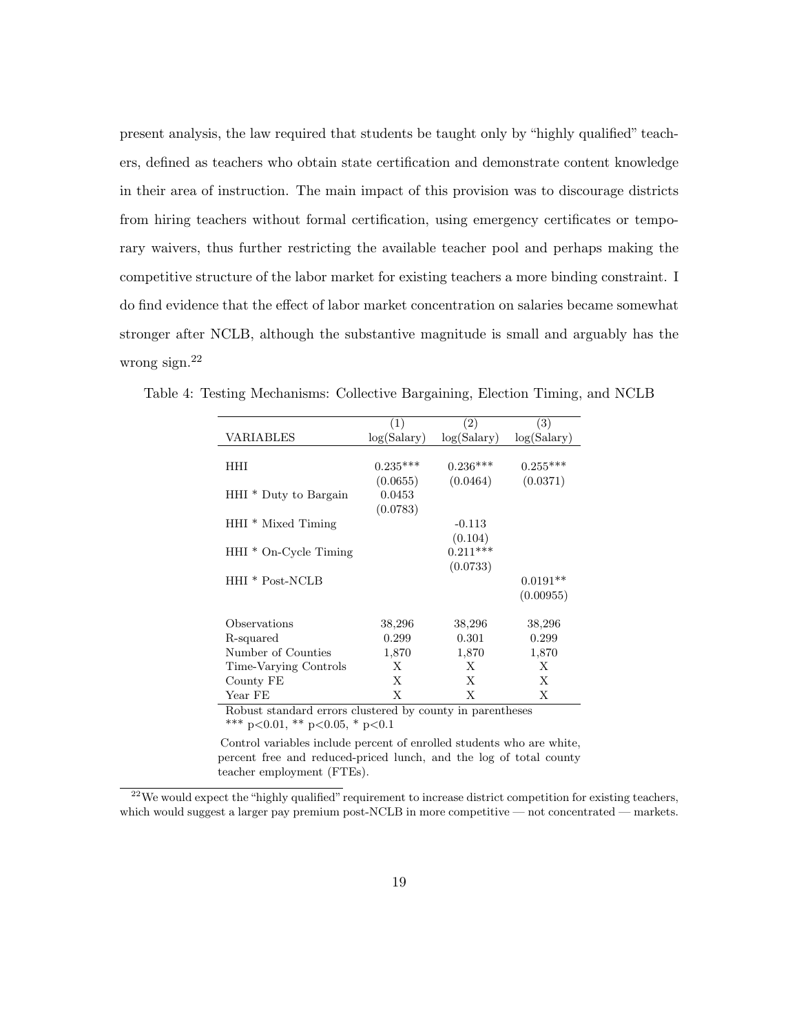present analysis, the law required that students be taught only by "highly qualified" teachers, defined as teachers who obtain state certification and demonstrate content knowledge in their area of instruction. The main impact of this provision was to discourage districts from hiring teachers without formal certification, using emergency certificates or temporary waivers, thus further restricting the available teacher pool and perhaps making the competitive structure of the labor market for existing teachers a more binding constraint. I do find evidence that the effect of labor market concentration on salaries became somewhat stronger after NCLB, although the substantive magnitude is small and arguably has the wrong sign.[22]

Table 4: Testing Mechanisms: Collective Bargaining, Election Timing, and NCLB

| | (1) | (2) | (3) |
|---|---|---|---|
| VARIABLES | log(Salary) | log(Salary) | log(Salary) |
| HHI | 0.235*** | 0.236*** | 0.255*** |
| | (0.0655) | (0.0464) | (0.0371) |
| HHI * Duty to Bargain | 0.0453 | | |
| | (0.0783) | | |
| HHI * Mixed Timing | | -0.113 | |
| | | (0.104) | |
| HHI * On-Cycle Timing | | 0.211*** | |
| | | (0.0733) | |
| HHI * Post-NCLB | | | 0.0191** |
| | | | (0.00955) |
| Observations | 38,296 | 38,296 | 38,296 |
| R-squared | 0.299 | 0.301 | 0.299 |
| Number of Counties | 1,870 | 1,870 | 1,870 |
| Time-Varying Controls | X | X | X |
| County FE | X | X | X |
| Year FE | X | X | X |

Robust standard errors clustered by county in parentheses
*** p<0.01, ** p<0.05, * p<0.1

Control variables include percent of enrolled students who are white, percent free and reduced-priced lunch, and the log of total county teacher employment (FTEs).

[22] We would expect the "highly qualified" requirement to increase district competition for existing teachers, which would suggest a larger pay premium post-NCLB in more competitive — not concentrated — markets.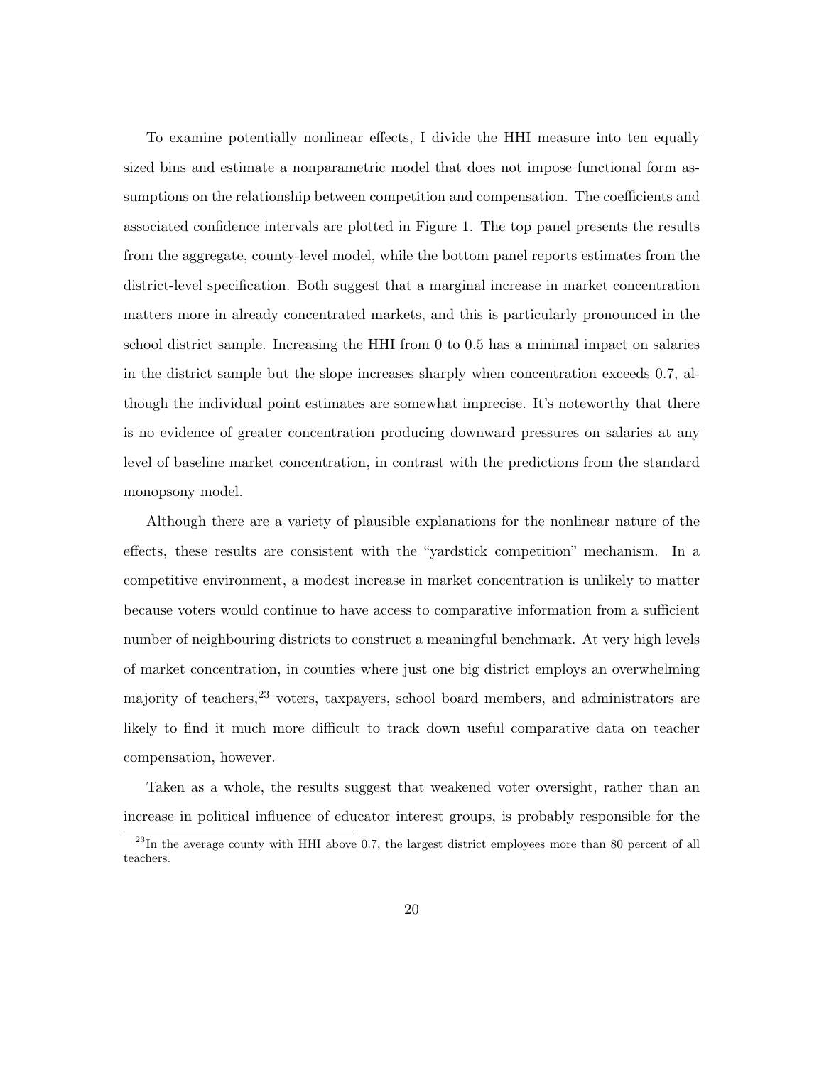To examine potentially nonlinear effects, I divide the HHI measure into ten equally sized bins and estimate a nonparametric model that does not impose functional form assumptions on the relationship between competition and compensation. The coefficients and associated confidence intervals are plotted in Figure 1. The top panel presents the results from the aggregate, county-level model, while the bottom panel reports estimates from the district-level specification. Both suggest that a marginal increase in market concentration matters more in already concentrated markets, and this is particularly pronounced in the school district sample. Increasing the HHI from 0 to 0.5 has a minimal impact on salaries in the district sample but the slope increases sharply when concentration exceeds 0.7, although the individual point estimates are somewhat imprecise. It's noteworthy that there is no evidence of greater concentration producing downward pressures on salaries at any level of baseline market concentration, in contrast with the predictions from the standard monopsony model.

Although there are a variety of plausible explanations for the nonlinear nature of the effects, these results are consistent with the "yardstick competition" mechanism. In a competitive environment, a modest increase in market concentration is unlikely to matter because voters would continue to have access to comparative information from a sufficient number of neighbouring districts to construct a meaningful benchmark. At very high levels of market concentration, in counties where just one big district employs an overwhelming majority of teachers,[23] voters, taxpayers, school board members, and administrators are likely to find it much more difficult to track down useful comparative data on teacher compensation, however.

Taken as a whole, the results suggest that weakened voter oversight, rather than an increase in political influence of educator interest groups, is probably responsible for the

[23] In the average county with HHI above 0.7, the largest district employees more than 80 percent of all teachers.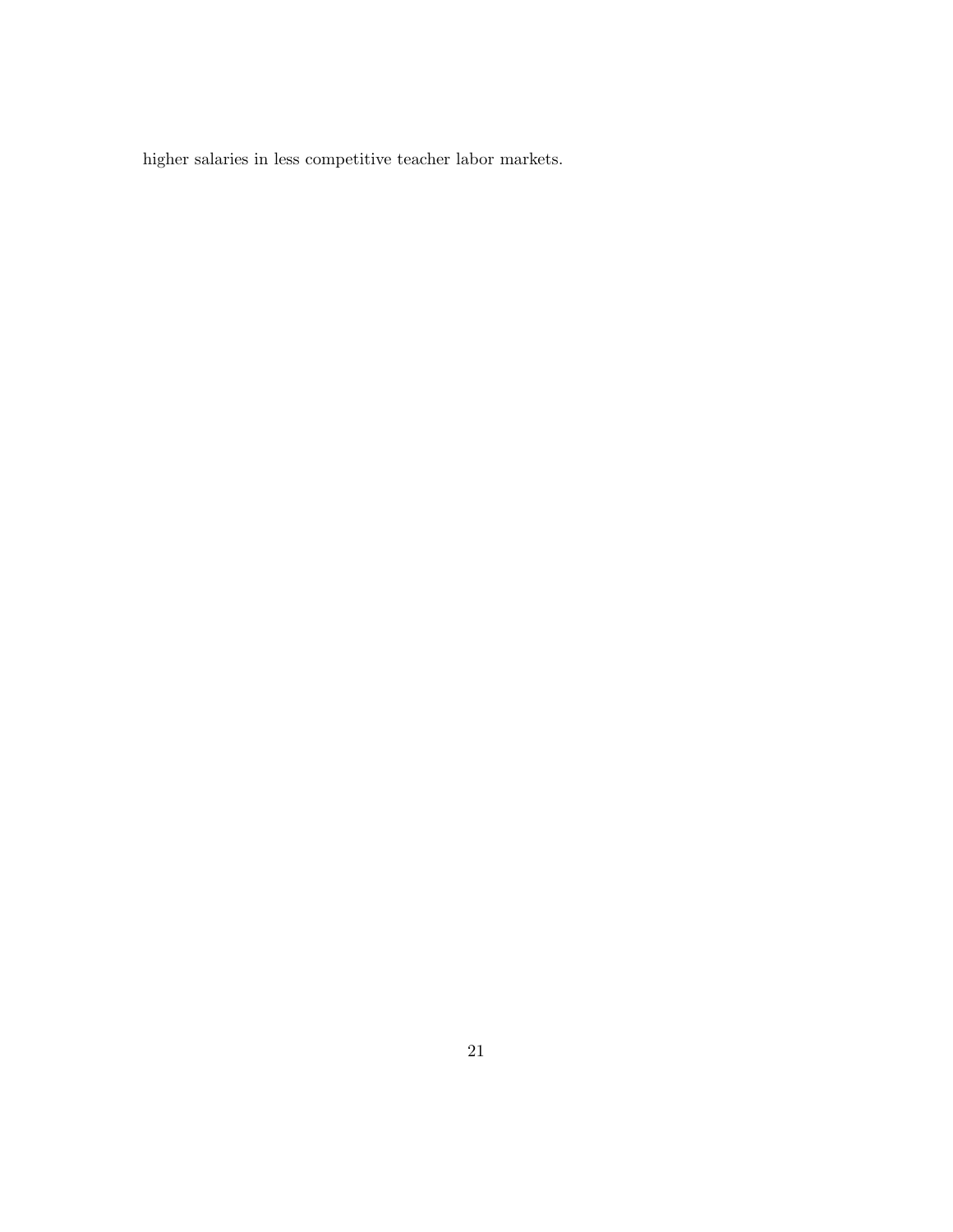higher salaries in less competitive teacher labor markets.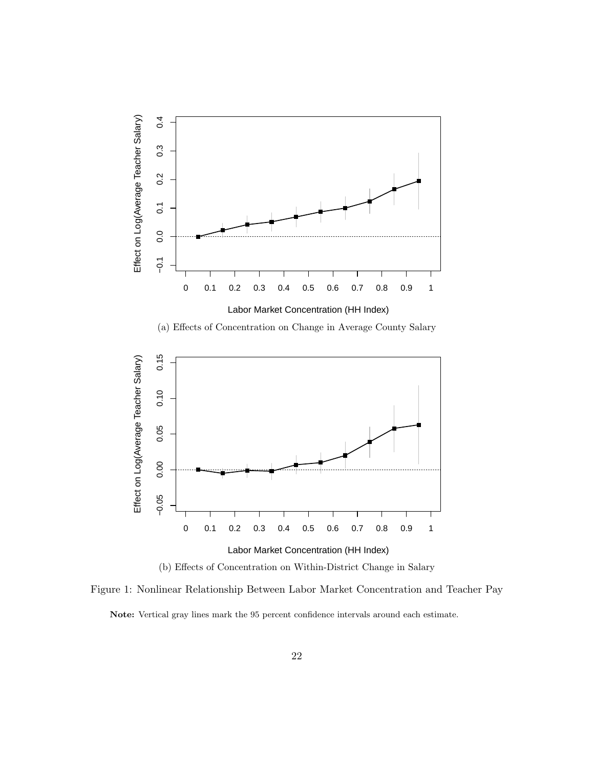(a) Effects of Concentration on Change in Average County Salary

(b) Effects of Concentration on Within-District Change in Salary

Figure 1: Nonlinear Relationship Between Labor Market Concentration and Teacher Pay

**Note:** Vertical gray lines mark the 95 percent confidence intervals around each estimate.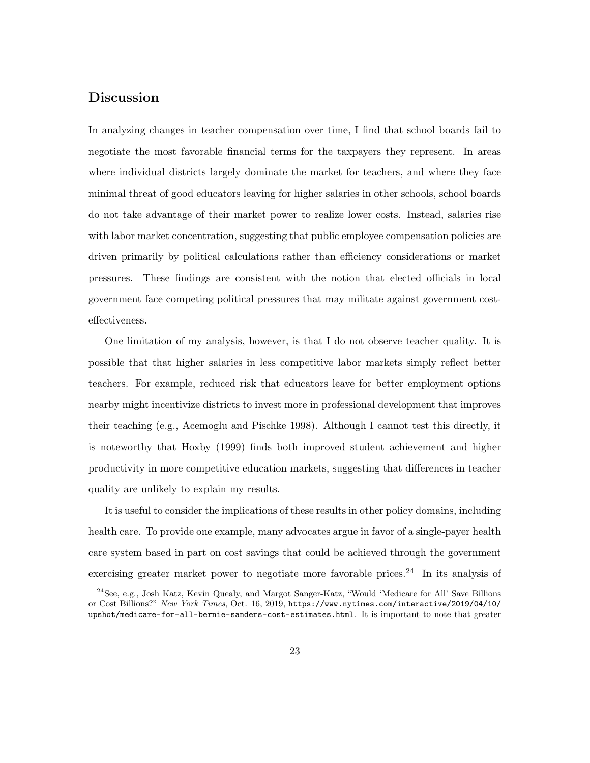## Discussion

In analyzing changes in teacher compensation over time, I find that school boards fail to negotiate the most favorable financial terms for the taxpayers they represent. In areas where individual districts largely dominate the market for teachers, and where they face minimal threat of good educators leaving for higher salaries in other schools, school boards do not take advantage of their market power to realize lower costs. Instead, salaries rise with labor market concentration, suggesting that public employee compensation policies are driven primarily by political calculations rather than efficiency considerations or market pressures. These findings are consistent with the notion that elected officials in local government face competing political pressures that may militate against government cost-effectiveness.

One limitation of my analysis, however, is that I do not observe teacher quality. It is possible that that higher salaries in less competitive labor markets simply reflect better teachers. For example, reduced risk that educators leave for better employment options nearby might incentivize districts to invest more in professional development that improves their teaching (e.g., Acemoglu and Pischke 1998). Although I cannot test this directly, it is noteworthy that Hoxby (1999) finds both improved student achievement and higher productivity in more competitive education markets, suggesting that differences in teacher quality are unlikely to explain my results.

It is useful to consider the implications of these results in other policy domains, including health care. To provide one example, many advocates argue in favor of a single-payer health care system based in part on cost savings that could be achieved through the government exercising greater market power to negotiate more favorable prices.[24] In its analysis of

[24] See, e.g., Josh Katz, Kevin Quealy, and Margot Sanger-Katz, "Would 'Medicare for All' Save Billions or Cost Billions?" *New York Times*, Oct. 16, 2019, `https://www.nytimes.com/interactive/2019/04/10/upshot/medicare-for-all-bernie-sanders-cost-estimates.html`. It is important to note that greater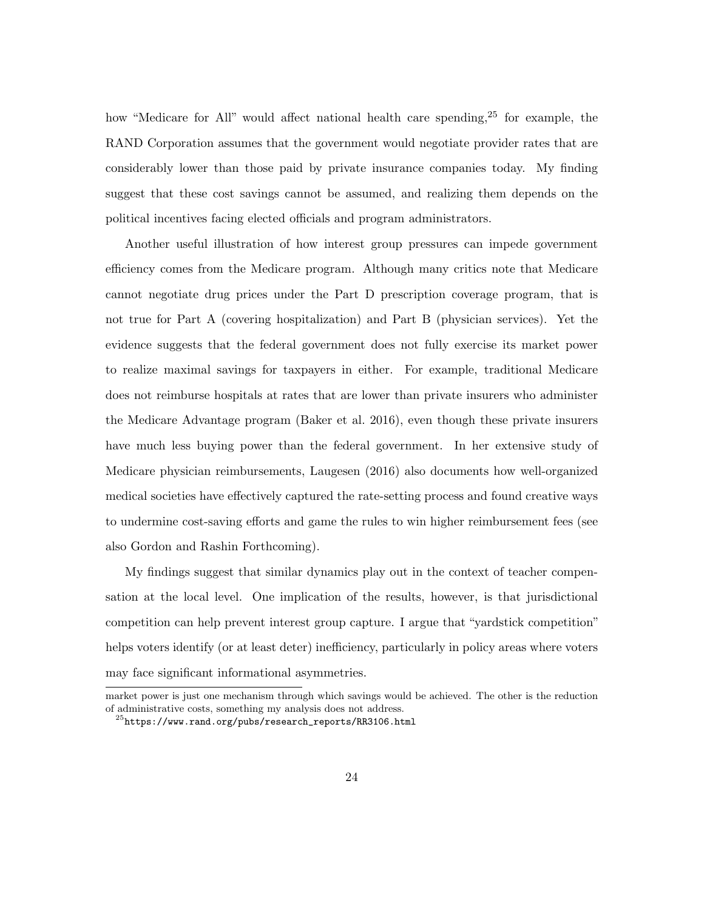how "Medicare for All" would affect national health care spending,[25] for example, the RAND Corporation assumes that the government would negotiate provider rates that are considerably lower than those paid by private insurance companies today. My finding suggest that these cost savings cannot be assumed, and realizing them depends on the political incentives facing elected officials and program administrators.

Another useful illustration of how interest group pressures can impede government efficiency comes from the Medicare program. Although many critics note that Medicare cannot negotiate drug prices under the Part D prescription coverage program, that is not true for Part A (covering hospitalization) and Part B (physician services). Yet the evidence suggests that the federal government does not fully exercise its market power to realize maximal savings for taxpayers in either. For example, traditional Medicare does not reimburse hospitals at rates that are lower than private insurers who administer the Medicare Advantage program (Baker et al. 2016), even though these private insurers have much less buying power than the federal government. In her extensive study of Medicare physician reimbursements, Laugesen (2016) also documents how well-organized medical societies have effectively captured the rate-setting process and found creative ways to undermine cost-saving efforts and game the rules to win higher reimbursement fees (see also Gordon and Rashin Forthcoming).

My findings suggest that similar dynamics play out in the context of teacher compensation at the local level. One implication of the results, however, is that jurisdictional competition can help prevent interest group capture. I argue that "yardstick competition" helps voters identify (or at least deter) inefficiency, particularly in policy areas where voters may face significant informational asymmetries.

---

market power is just one mechanism through which savings would be achieved. The other is the reduction of administrative costs, something my analysis does not address.

[25] https://www.rand.org/pubs/research_reports/RR3106.html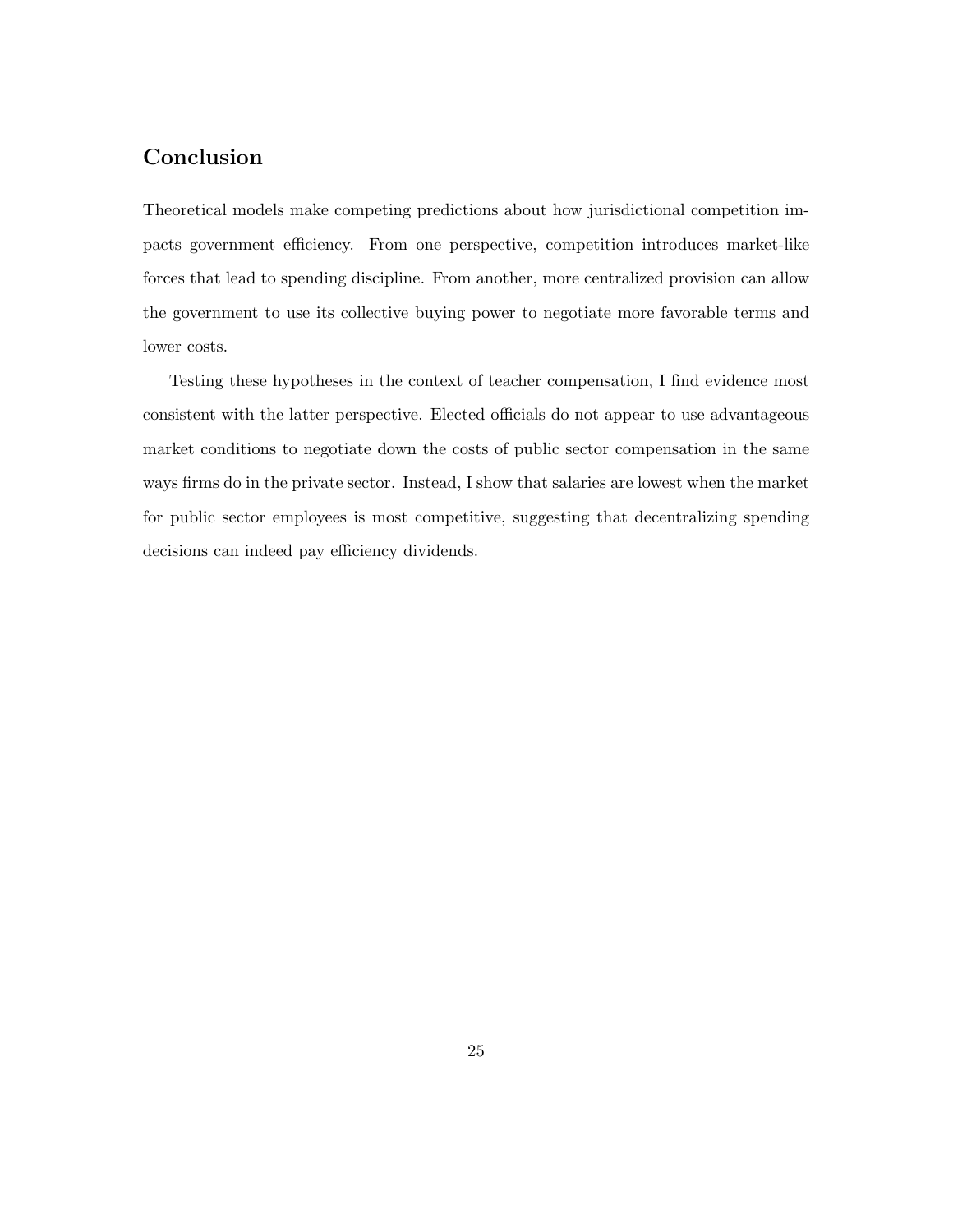## Conclusion

Theoretical models make competing predictions about how jurisdictional competition impacts government efficiency. From one perspective, competition introduces market-like forces that lead to spending discipline. From another, more centralized provision can allow the government to use its collective buying power to negotiate more favorable terms and lower costs.

Testing these hypotheses in the context of teacher compensation, I find evidence most consistent with the latter perspective. Elected officials do not appear to use advantageous market conditions to negotiate down the costs of public sector compensation in the same ways firms do in the private sector. Instead, I show that salaries are lowest when the market for public sector employees is most competitive, suggesting that decentralizing spending decisions can indeed pay efficiency dividends.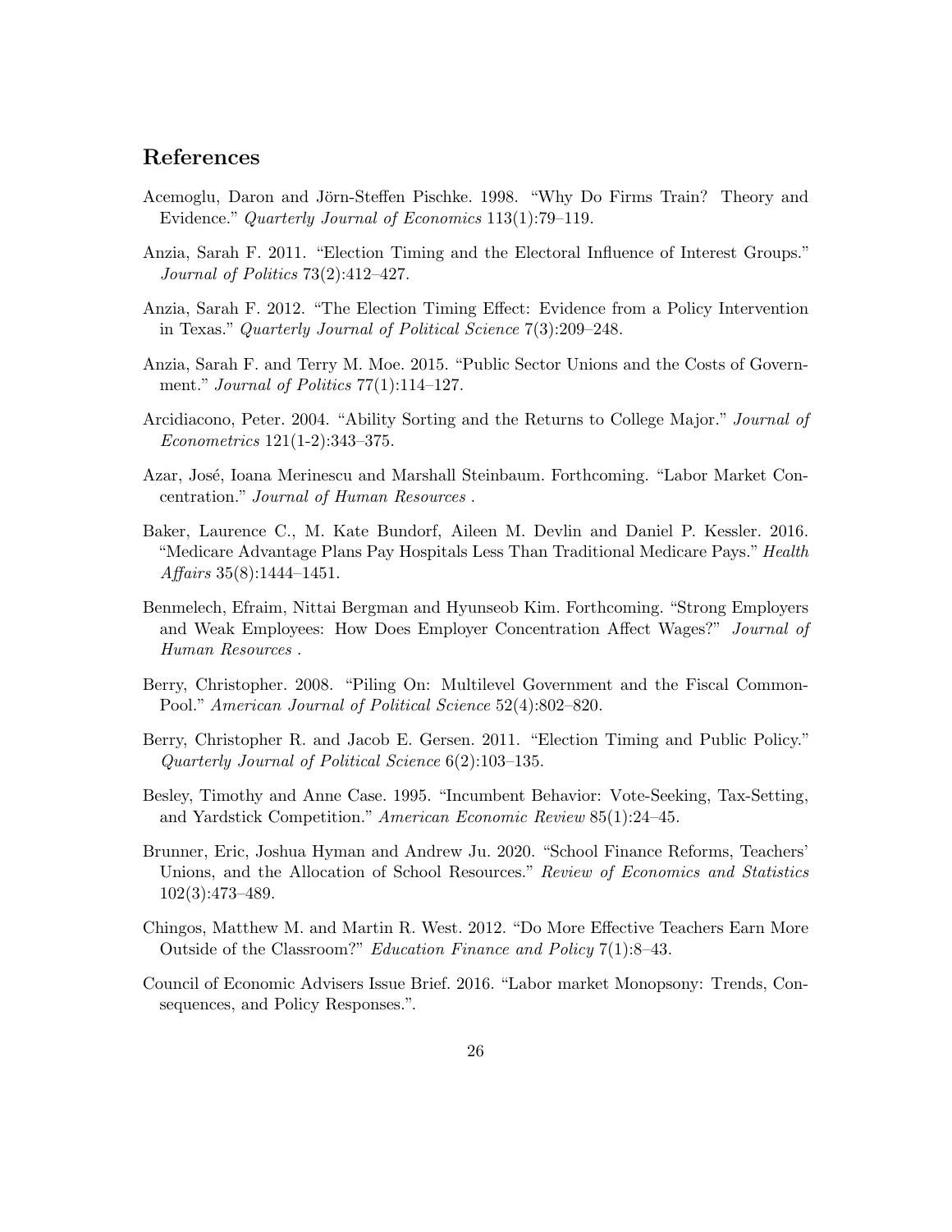## References

Acemoglu, Daron and Jörn-Steffen Pischke. 1998. "Why Do Firms Train? Theory and Evidence." *Quarterly Journal of Economics* 113(1):79–119.

Anzia, Sarah F. 2011. "Election Timing and the Electoral Influence of Interest Groups." *Journal of Politics* 73(2):412–427.

Anzia, Sarah F. 2012. "The Election Timing Effect: Evidence from a Policy Intervention in Texas." *Quarterly Journal of Political Science* 7(3):209–248.

Anzia, Sarah F. and Terry M. Moe. 2015. "Public Sector Unions and the Costs of Government." *Journal of Politics* 77(1):114–127.

Arcidiacono, Peter. 2004. "Ability Sorting and the Returns to College Major." *Journal of Econometrics* 121(1-2):343–375.

Azar, José, Ioana Merinescu and Marshall Steinbaum. Forthcoming. "Labor Market Concentration." *Journal of Human Resources* .

Baker, Laurence C., M. Kate Bundorf, Aileen M. Devlin and Daniel P. Kessler. 2016. "Medicare Advantage Plans Pay Hospitals Less Than Traditional Medicare Pays." *Health Affairs* 35(8):1444–1451.

Benmelech, Efraim, Nittai Bergman and Hyunseob Kim. Forthcoming. "Strong Employers and Weak Employees: How Does Employer Concentration Affect Wages?" *Journal of Human Resources* .

Berry, Christopher. 2008. "Piling On: Multilevel Government and the Fiscal Common-Pool." *American Journal of Political Science* 52(4):802–820.

Berry, Christopher R. and Jacob E. Gersen. 2011. "Election Timing and Public Policy." *Quarterly Journal of Political Science* 6(2):103–135.

Besley, Timothy and Anne Case. 1995. "Incumbent Behavior: Vote-Seeking, Tax-Setting, and Yardstick Competition." *American Economic Review* 85(1):24–45.

Brunner, Eric, Joshua Hyman and Andrew Ju. 2020. "School Finance Reforms, Teachers' Unions, and the Allocation of School Resources." *Review of Economics and Statistics* 102(3):473–489.

Chingos, Matthew M. and Martin R. West. 2012. "Do More Effective Teachers Earn More Outside of the Classroom?" *Education Finance and Policy* 7(1):8–43.

Council of Economic Advisers Issue Brief. 2016. "Labor market Monopsony: Trends, Consequences, and Policy Responses.".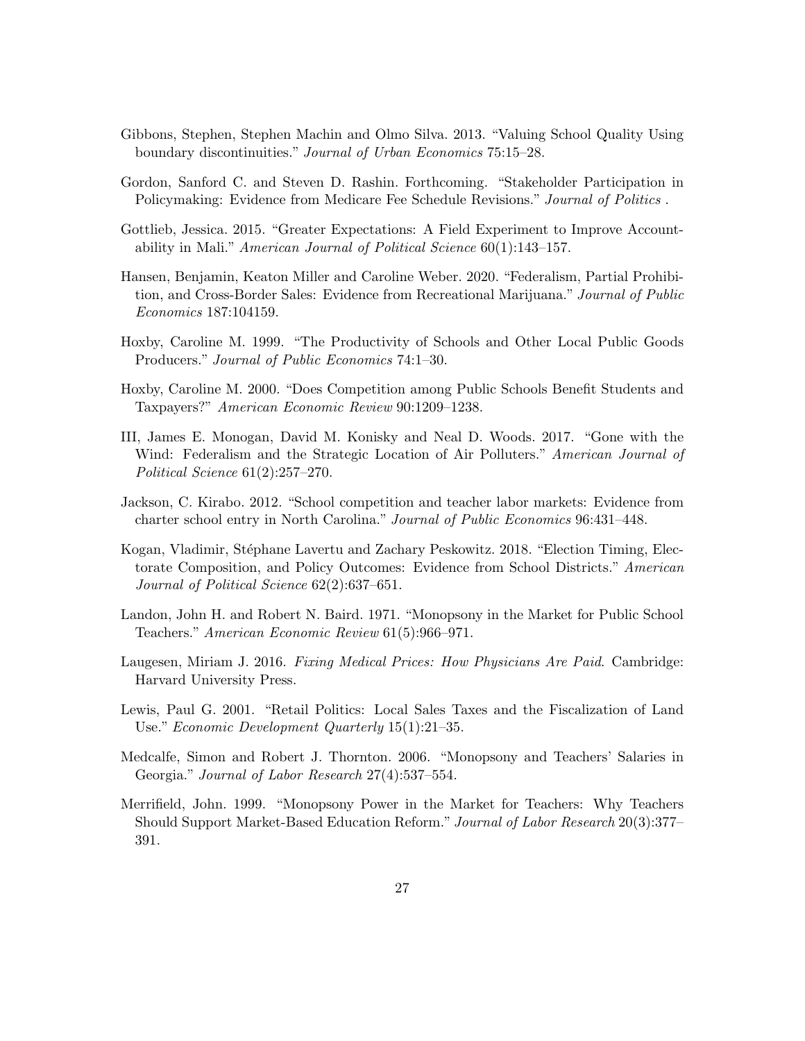Gibbons, Stephen, Stephen Machin and Olmo Silva. 2013. "Valuing School Quality Using boundary discontinuities." *Journal of Urban Economics* 75:15–28.

Gordon, Sanford C. and Steven D. Rashin. Forthcoming. "Stakeholder Participation in Policymaking: Evidence from Medicare Fee Schedule Revisions." *Journal of Politics* .

Gottlieb, Jessica. 2015. "Greater Expectations: A Field Experiment to Improve Accountability in Mali." *American Journal of Political Science* 60(1):143–157.

Hansen, Benjamin, Keaton Miller and Caroline Weber. 2020. "Federalism, Partial Prohibition, and Cross-Border Sales: Evidence from Recreational Marijuana." *Journal of Public Economics* 187:104159.

Hoxby, Caroline M. 1999. "The Productivity of Schools and Other Local Public Goods Producers." *Journal of Public Economics* 74:1–30.

Hoxby, Caroline M. 2000. "Does Competition among Public Schools Benefit Students and Taxpayers?" *American Economic Review* 90:1209–1238.

III, James E. Monogan, David M. Konisky and Neal D. Woods. 2017. "Gone with the Wind: Federalism and the Strategic Location of Air Polluters." *American Journal of Political Science* 61(2):257–270.

Jackson, C. Kirabo. 2012. "School competition and teacher labor markets: Evidence from charter school entry in North Carolina." *Journal of Public Economics* 96:431–448.

Kogan, Vladimir, Stéphane Lavertu and Zachary Peskowitz. 2018. "Election Timing, Electorate Composition, and Policy Outcomes: Evidence from School Districts." *American Journal of Political Science* 62(2):637–651.

Landon, John H. and Robert N. Baird. 1971. "Monopsony in the Market for Public School Teachers." *American Economic Review* 61(5):966–971.

Laugesen, Miriam J. 2016. *Fixing Medical Prices: How Physicians Are Paid*. Cambridge: Harvard University Press.

Lewis, Paul G. 2001. "Retail Politics: Local Sales Taxes and the Fiscalization of Land Use." *Economic Development Quarterly* 15(1):21–35.

Medcalfe, Simon and Robert J. Thornton. 2006. "Monopsony and Teachers' Salaries in Georgia." *Journal of Labor Research* 27(4):537–554.

Merrifield, John. 1999. "Monopsony Power in the Market for Teachers: Why Teachers Should Support Market-Based Education Reform." *Journal of Labor Research* 20(3):377–391.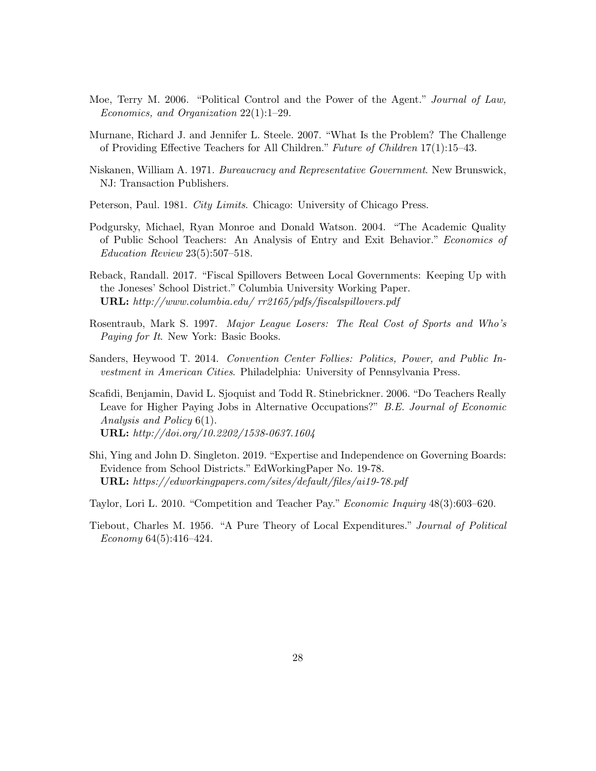Moe, Terry M. 2006. "Political Control and the Power of the Agent." *Journal of Law, Economics, and Organization* 22(1):1–29.

Murnane, Richard J. and Jennifer L. Steele. 2007. "What Is the Problem? The Challenge of Providing Effective Teachers for All Children." *Future of Children* 17(1):15–43.

Niskanen, William A. 1971. *Bureaucracy and Representative Government*. New Brunswick, NJ: Transaction Publishers.

Peterson, Paul. 1981. *City Limits*. Chicago: University of Chicago Press.

Podgursky, Michael, Ryan Monroe and Donald Watson. 2004. "The Academic Quality of Public School Teachers: An Analysis of Entry and Exit Behavior." *Economics of Education Review* 23(5):507–518.

Reback, Randall. 2017. "Fiscal Spillovers Between Local Governments: Keeping Up with the Joneses' School District." Columbia University Working Paper.
**URL:** *http://www.columbia.edu/ rr2165/pdfs/fiscalspillovers.pdf*

Rosentraub, Mark S. 1997. *Major League Losers: The Real Cost of Sports and Who's Paying for It*. New York: Basic Books.

Sanders, Heywood T. 2014. *Convention Center Follies: Politics, Power, and Public Investment in American Cities*. Philadelphia: University of Pennsylvania Press.

Scafidi, Benjamin, David L. Sjoquist and Todd R. Stinebrickner. 2006. "Do Teachers Really Leave for Higher Paying Jobs in Alternative Occupations?" *B.E. Journal of Economic Analysis and Policy* 6(1).
**URL:** *http://doi.org/10.2202/1538-0637.1604*

Shi, Ying and John D. Singleton. 2019. "Expertise and Independence on Governing Boards: Evidence from School Districts." EdWorkingPaper No. 19-78.
**URL:** *https://edworkingpapers.com/sites/default/files/ai19-78.pdf*

Taylor, Lori L. 2010. "Competition and Teacher Pay." *Economic Inquiry* 48(3):603–620.

Tiebout, Charles M. 1956. "A Pure Theory of Local Expenditures." *Journal of Political Economy* 64(5):416–424.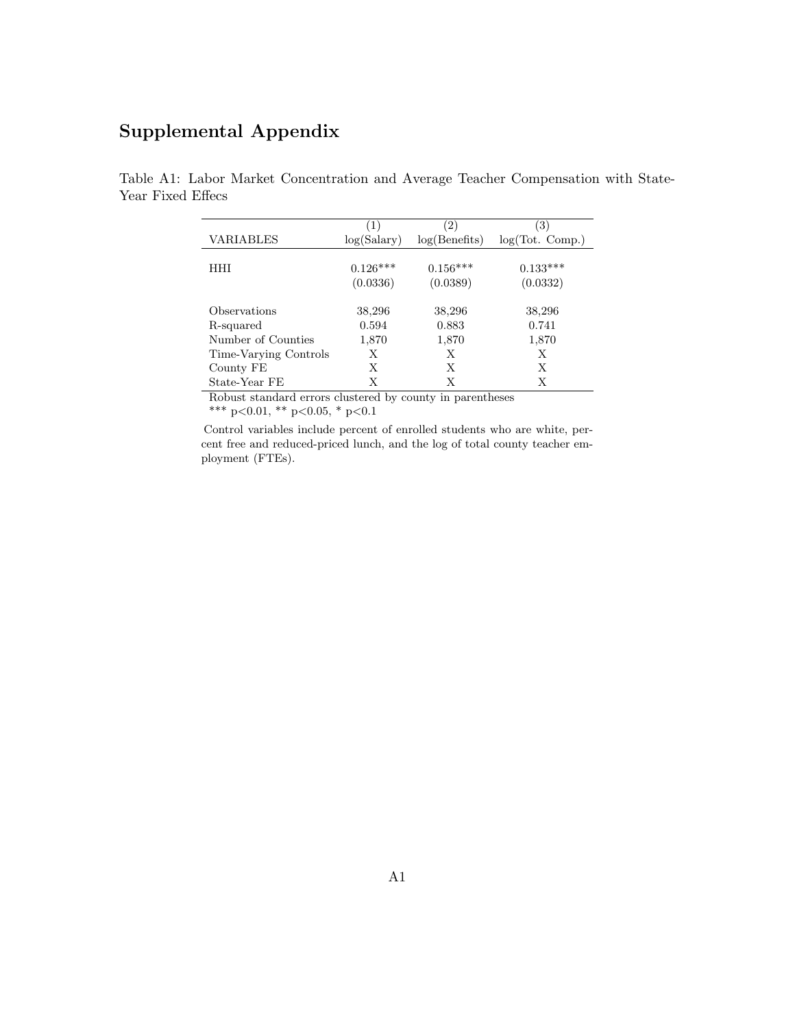# Supplemental Appendix

Table A1: Labor Market Concentration and Average Teacher Compensation with State-Year Fixed Effecs

| VARIABLES | (1) log(Salary) | (2) log(Benefits) | (3) log(Tot. Comp.) |
|---|---|---|---|
| HHI | 0.126*** | 0.156*** | 0.133*** |
| | (0.0336) | (0.0389) | (0.0332) |
| Observations | 38,296 | 38,296 | 38,296 |
| R-squared | 0.594 | 0.883 | 0.741 |
| Number of Counties | 1,870 | 1,870 | 1,870 |
| Time-Varying Controls | X | X | X |
| County FE | X | X | X |
| State-Year FE | X | X | X |

Robust standard errors clustered by county in parentheses
*** p<0.01, ** p<0.05, * p<0.1

Control variables include percent of enrolled students who are white, percent free and reduced-priced lunch, and the log of total county teacher employment (FTEs).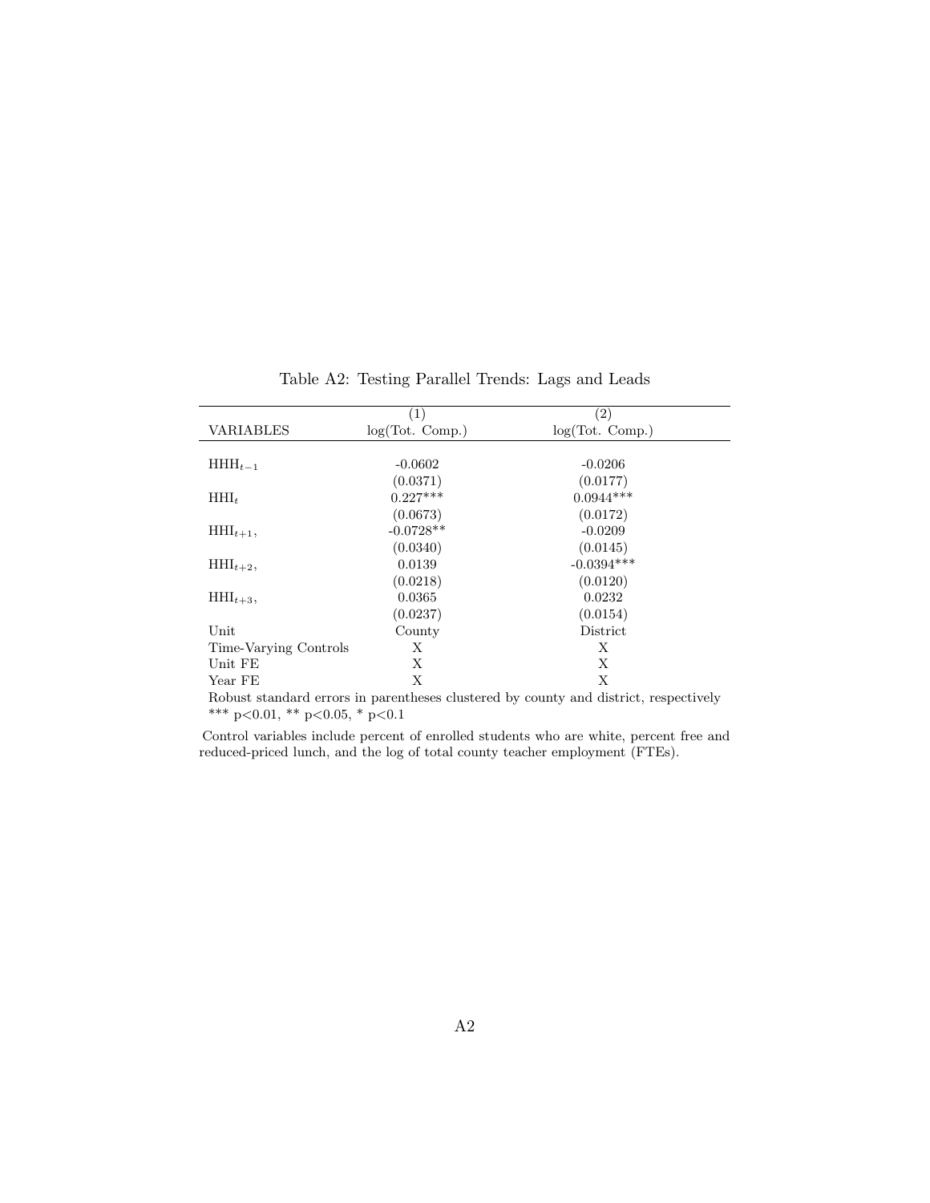Table A2: Testing Parallel Trends: Lags and Leads

| VARIABLES | (1) log(Tot. Comp.) | (2) log(Tot. Comp.) |
|---|---|---|
| $\text{HHH}_{t-1}$ | -0.0602 | -0.0206 |
| | (0.0371) | (0.0177) |
| $\text{HHI}_t$ | 0.227*** | 0.0944*** |
| | (0.0673) | (0.0172) |
| $\text{HHI}_{t+1}$, | -0.0728** | -0.0209 |
| | (0.0340) | (0.0145) |
| $\text{HHI}_{t+2}$, | 0.0139 | -0.0394*** |
| | (0.0218) | (0.0120) |
| $\text{HHI}_{t+3}$, | 0.0365 | 0.0232 |
| | (0.0237) | (0.0154) |
| Unit | County | District |
| Time-Varying Controls | X | X |
| Unit FE | X | X |
| Year FE | X | X |

Robust standard errors in parentheses clustered by county and district, respectively
*** p<0.01, ** p<0.05, * p<0.1

Control variables include percent of enrolled students who are white, percent free and reduced-priced lunch, and the log of total county teacher employment (FTEs).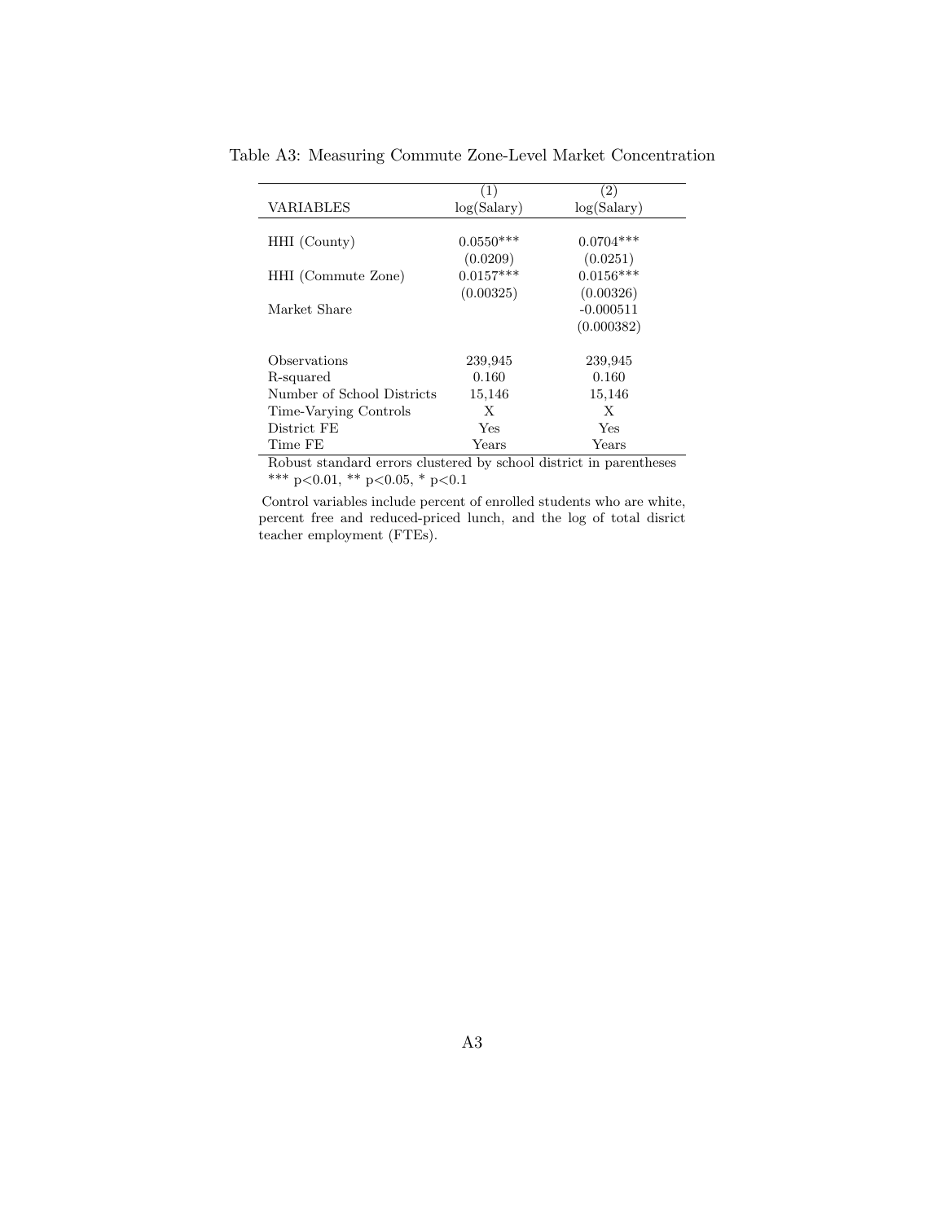Table A3: Measuring Commute Zone-Level Market Concentration

| VARIABLES | (1)<br>log(Salary) | (2)<br>log(Salary) |
|---|---|---|
| HHI (County) | 0.0550*** | 0.0704*** |
| | (0.0209) | (0.0251) |
| HHI (Commute Zone) | 0.0157*** | 0.0156*** |
| | (0.00325) | (0.00326) |
| Market Share | | -0.000511 |
| | | (0.000382) |
| Observations | 239,945 | 239,945 |
| R-squared | 0.160 | 0.160 |
| Number of School Districts | 15,146 | 15,146 |
| Time-Varying Controls | X | X |
| District FE | Yes | Yes |
| Time FE | Years | Years |

Robust standard errors clustered by school district in parentheses
*** p<0.01, ** p<0.05, * p<0.1

Control variables include percent of enrolled students who are white, percent free and reduced-priced lunch, and the log of total disrict teacher employment (FTEs).